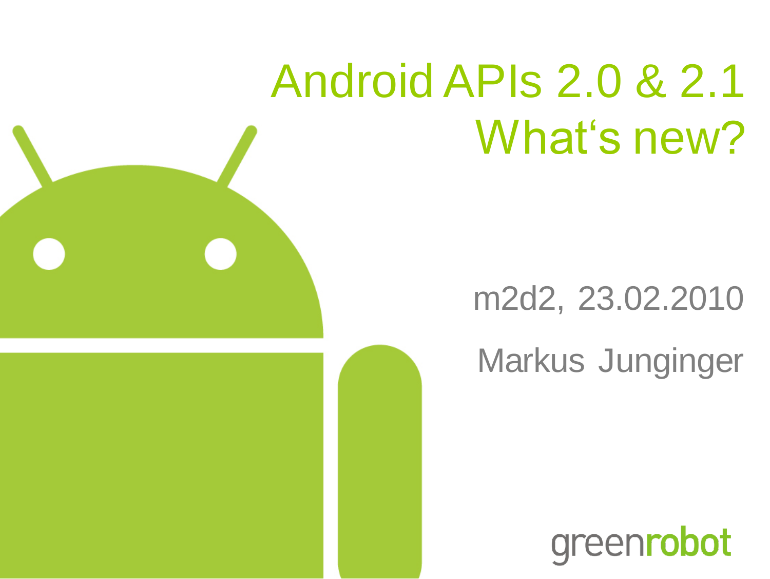# Android APIs 2.0 & 2.1 What‘s new?

m2d2, 23.02.2010

Markus Junginger

greenrobot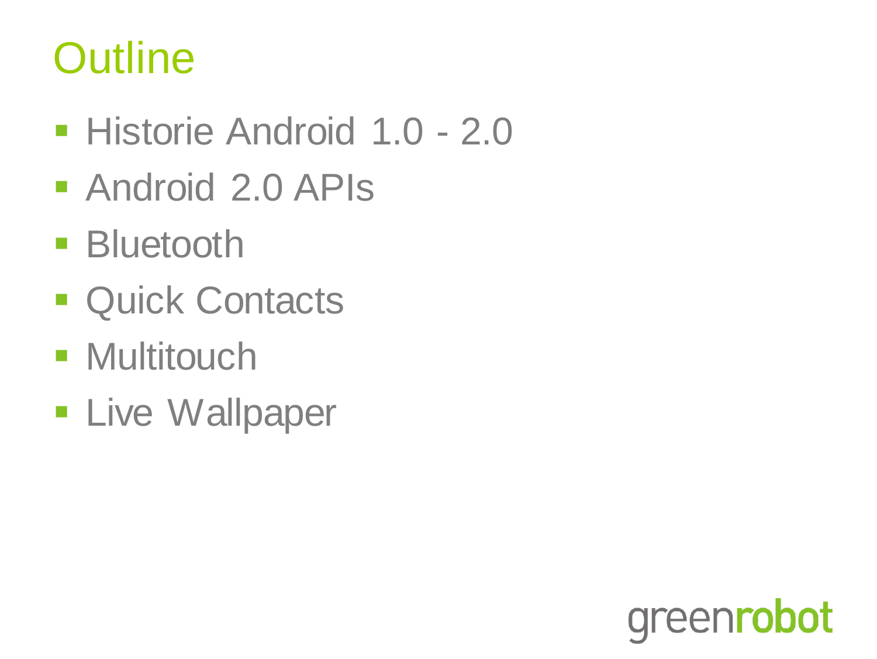# Outline

- Historie Android 1.0 - 2.0
- Android 2.0 APIs
- Bluetooth
- Quick Contacts
- Multitouch
- Live Wallpaper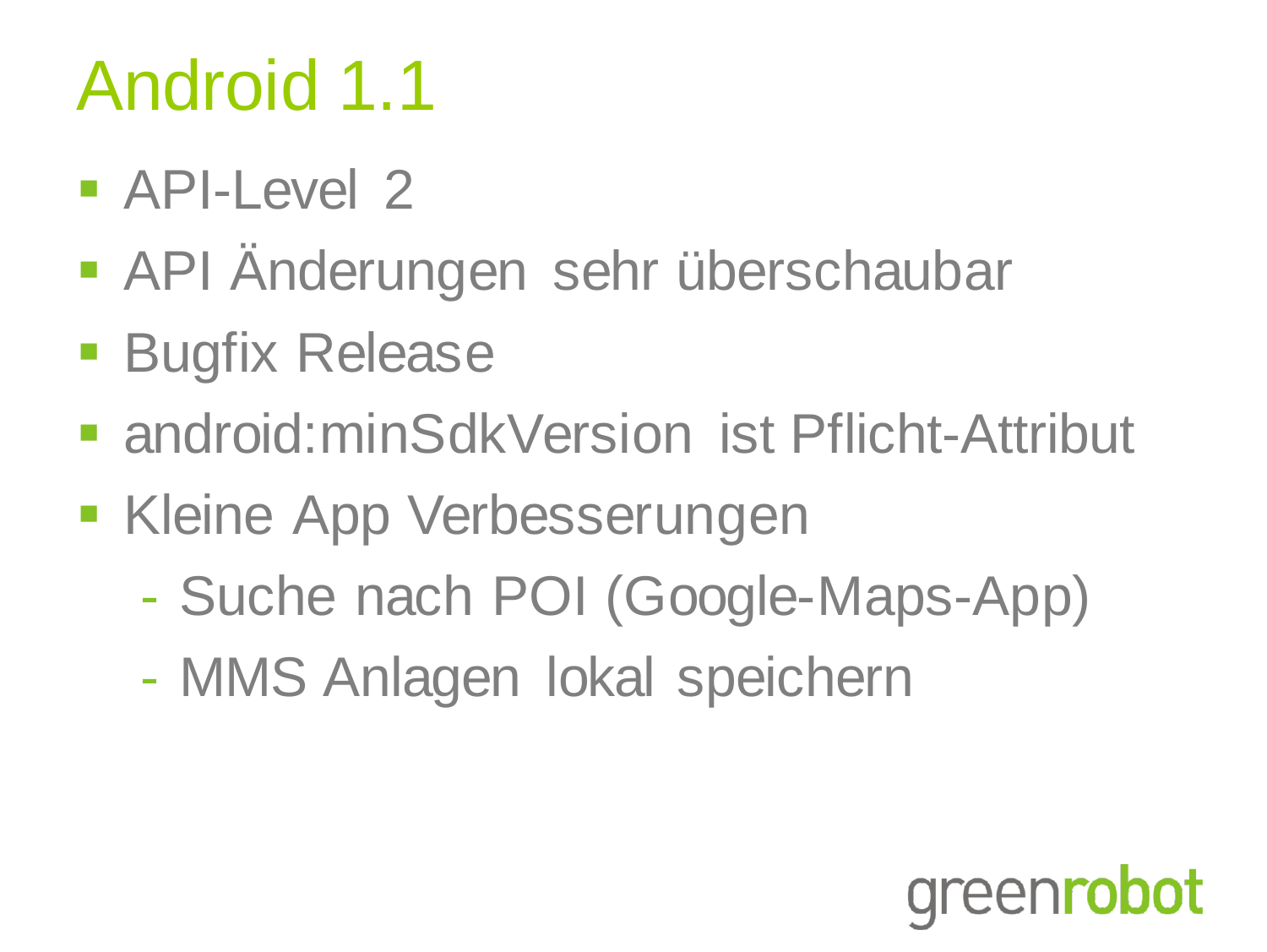# Android 1.1

- API-Level 2
- API Änderungen sehr überschaubar
- Bugfix Release
- android:minSdkVersion ist Pflicht-Attribut
- Kleine App Verbesserungen
  - Suche nach POI (Google-Maps-App)
  - MMS Anlagen lokal speichern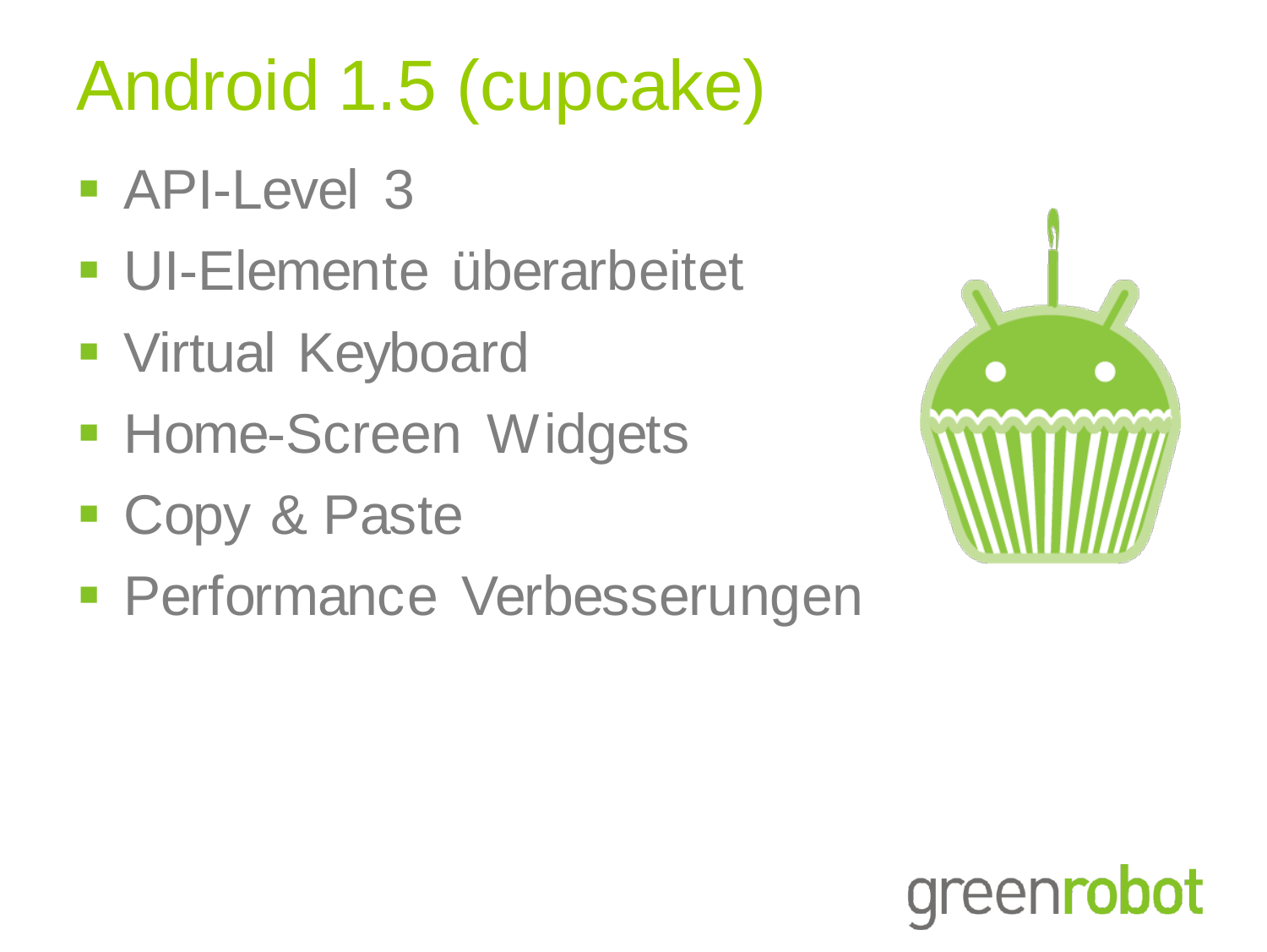# Android 1.5 (cupcake)

- API-Level 3
- UI-Elemente überarbeitet
- Virtual Keyboard
- Home-Screen Widgets
- Copy & Paste
- Performance Verbesserungen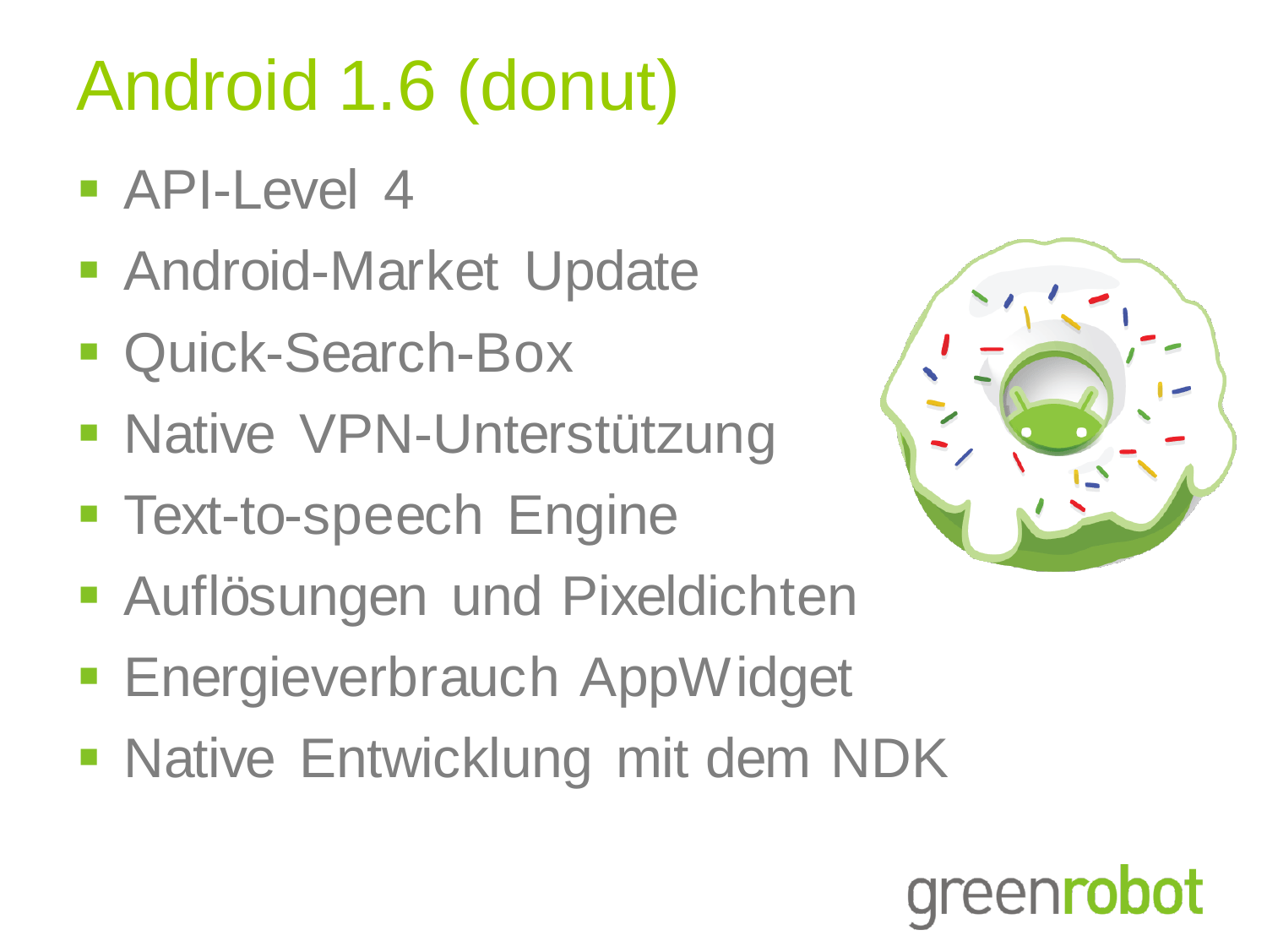# Android 1.6 (donut)

- API-Level 4
- Android-Market Update
- Quick-Search-Box
- Native VPN-Unterstützung
- Text-to-speech Engine
- Auflösungen und Pixeldichten
- Energieverbrauch AppWidget
- Native Entwicklung mit dem NDK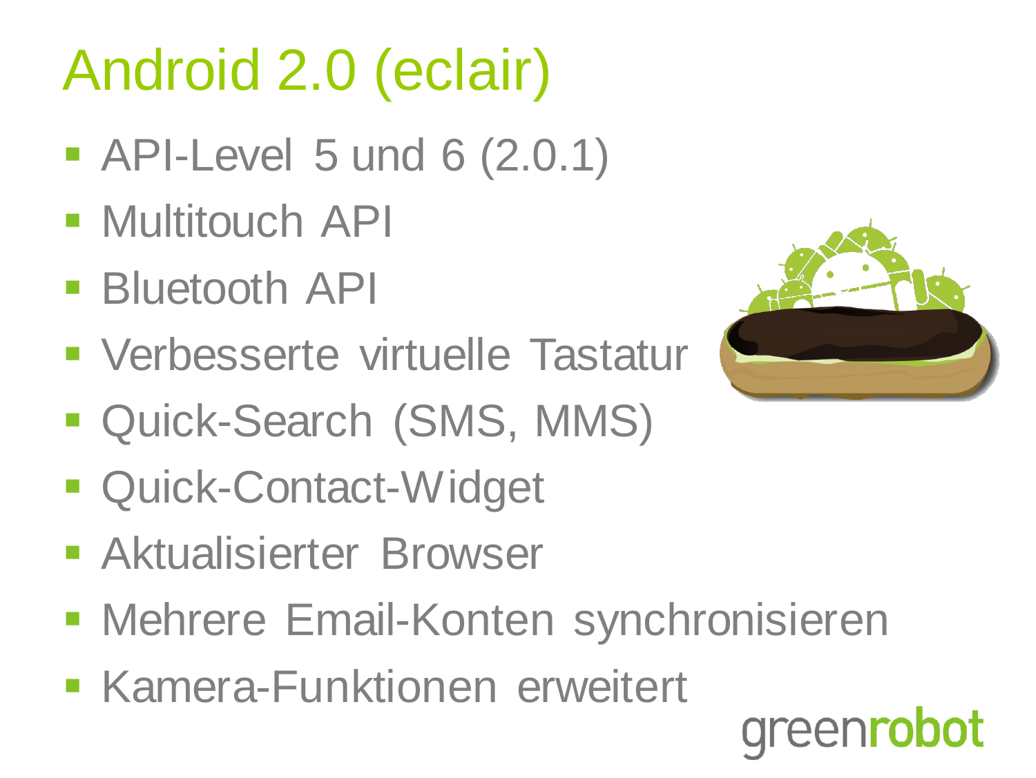# Android 2.0 (eclair)

- API-Level 5 und 6 (2.0.1)
- Multitouch API
- Bluetooth API
- Verbesserte virtuelle Tastatur
- Quick-Search (SMS, MMS)
- Quick-Contact-Widget
- Aktualisierter Browser
- Mehrere Email-Konten synchronisieren
- Kamera-Funktionen erweitert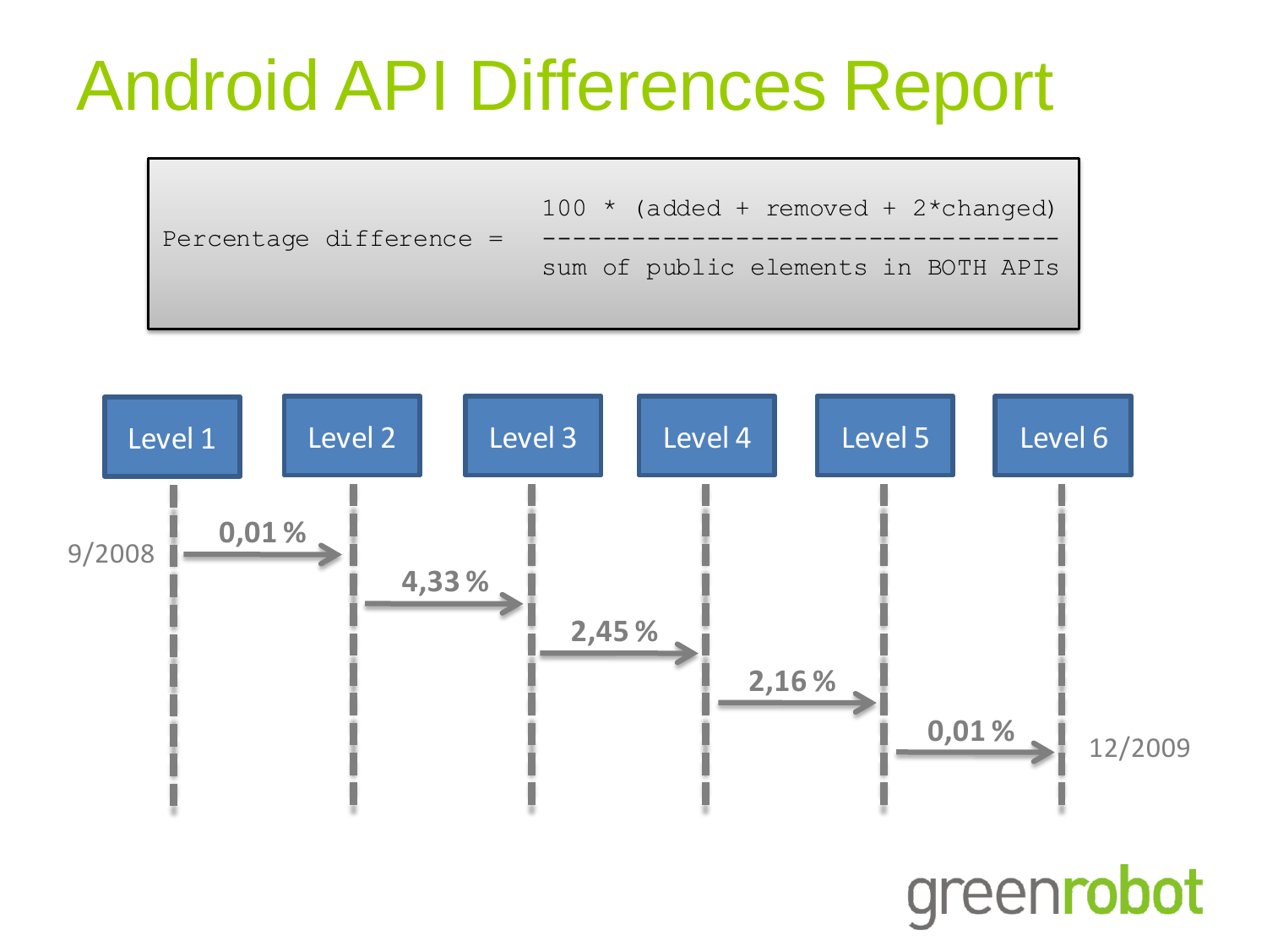# Android API Differences Report

```
                             100 * (added + removed + 2*changed)
Percentage difference =      -----------------------------------
                             sum of public elements in BOTH APIs
```

| Transition | Percentage difference |
|---|---|
| Level 1 → Level 2 | 0,01 % |
| Level 2 → Level 3 | 4,33 % |
| Level 3 → Level 4 | 2,45 % |
| Level 4 → Level 5 | 2,16 % |
| Level 5 → Level 6 | 0,01 % |

9/2008 (Level 1) – 12/2009 (Level 6)

greenrobot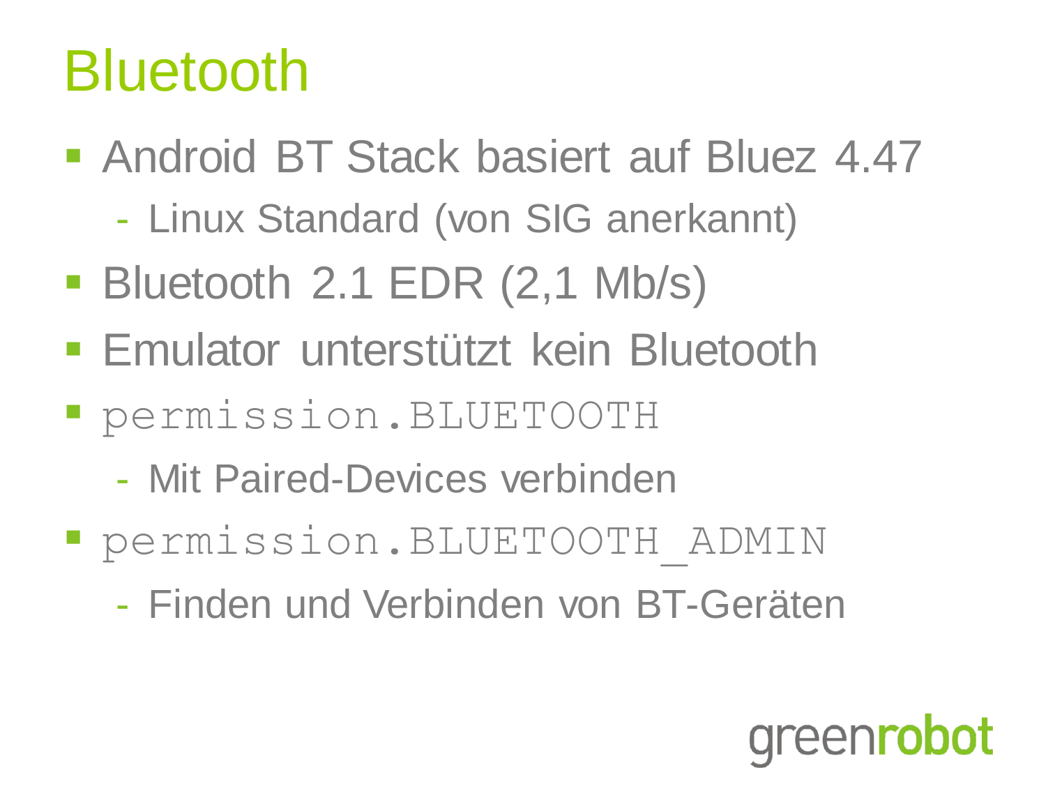# Bluetooth

- Android BT Stack basiert auf Bluez 4.47
  - Linux Standard (von SIG anerkannt)
- Bluetooth 2.1 EDR (2,1 Mb/s)
- Emulator unterstützt kein Bluetooth
- `permission.BLUETOOTH`
  - Mit Paired-Devices verbinden
- `permission.BLUETOOTH_ADMIN`
  - Finden und Verbinden von BT-Geräten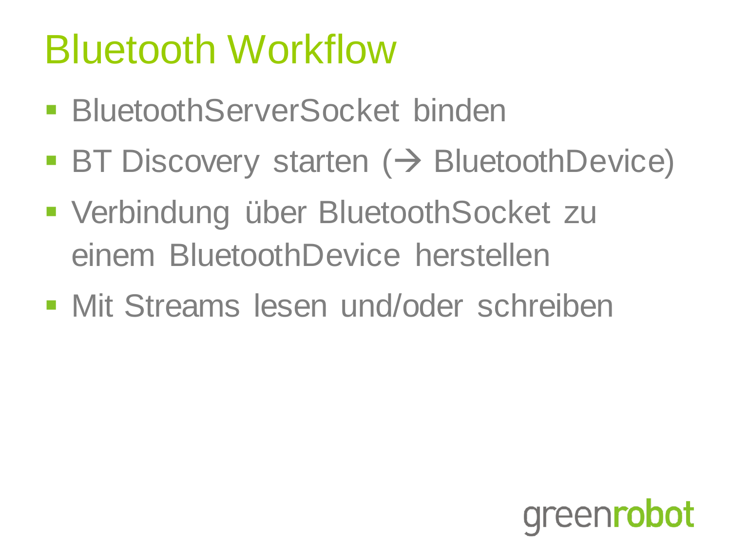# Bluetooth Workflow

- BluetoothServerSocket binden
- BT Discovery starten (→ BluetoothDevice)
- Verbindung über BluetoothSocket zu einem BluetoothDevice herstellen
- Mit Streams lesen und/oder schreiben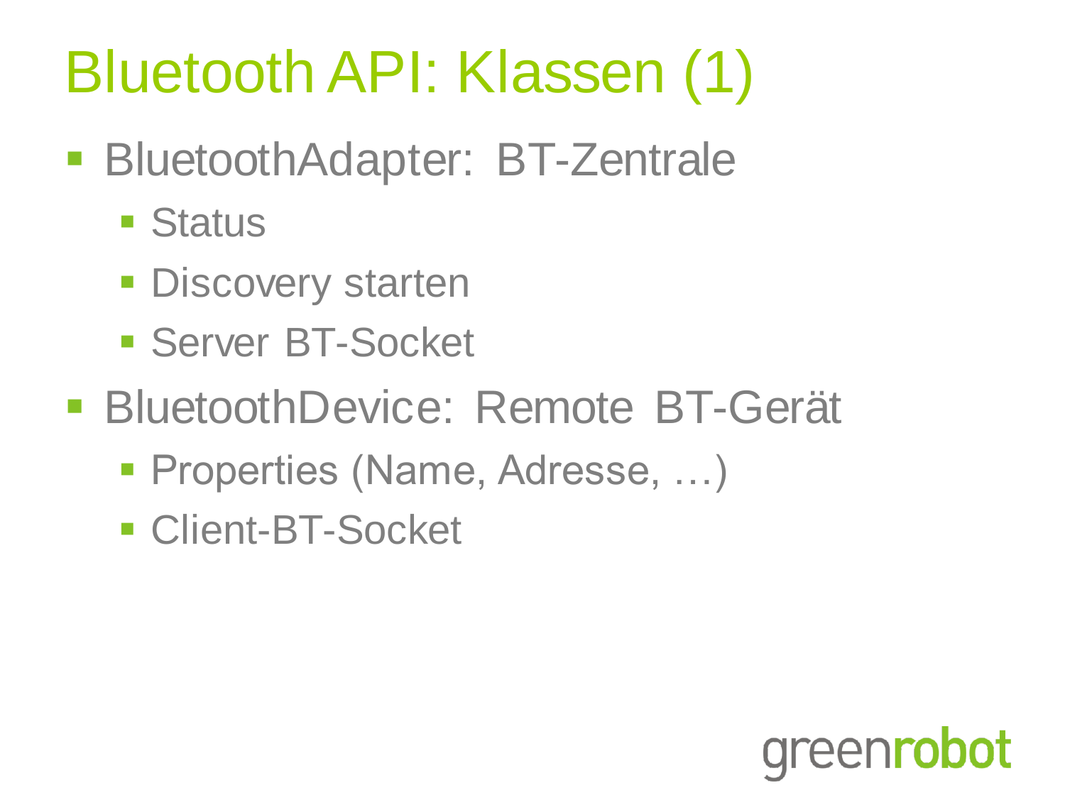# Bluetooth API: Klassen (1)

- BluetoothAdapter: BT-Zentrale
  - Status
  - Discovery starten
  - Server BT-Socket
- BluetoothDevice: Remote BT-Gerät
  - Properties (Name, Adresse, …)
  - Client-BT-Socket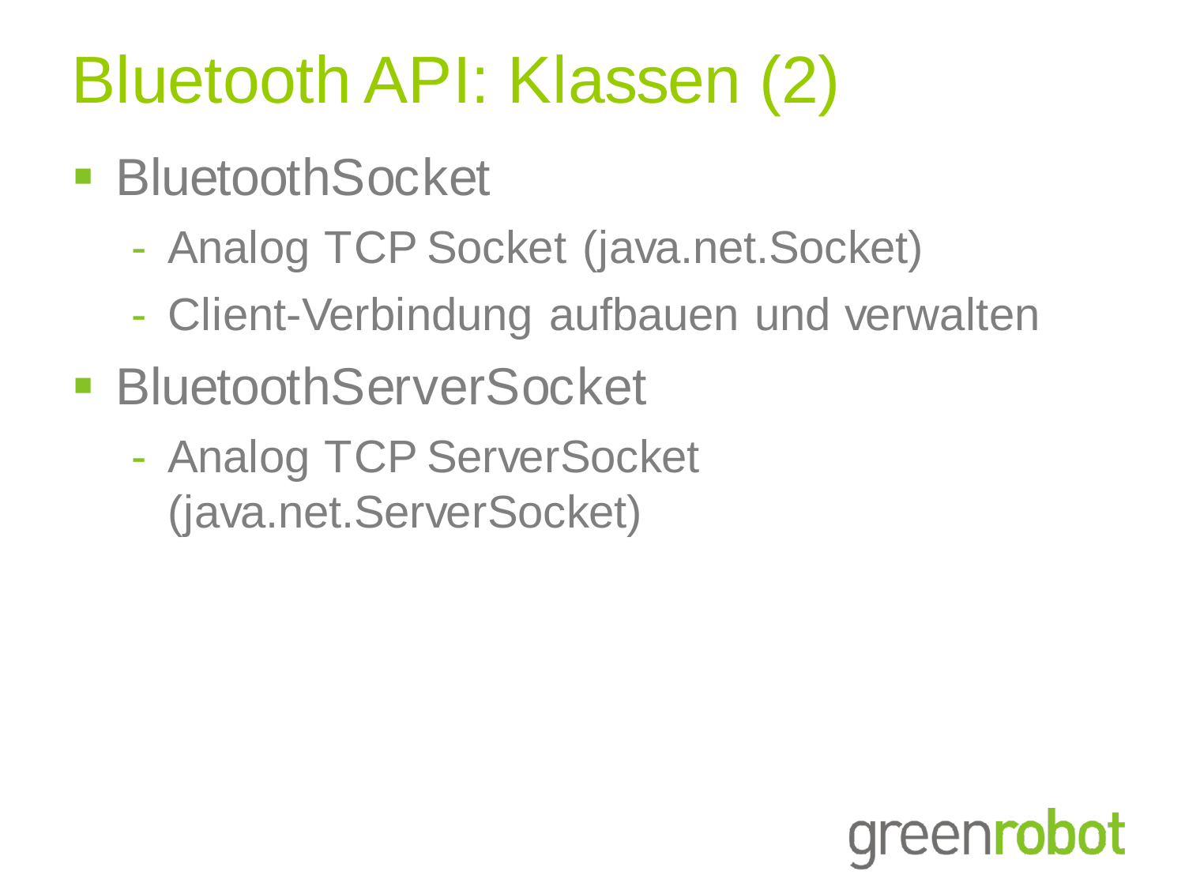# Bluetooth API: Klassen (2)

- BluetoothSocket
  - Analog TCP Socket (java.net.Socket)
  - Client-Verbindung aufbauen und verwalten
- BluetoothServerSocket
  - Analog TCP ServerSocket (java.net.ServerSocket)

greenrobot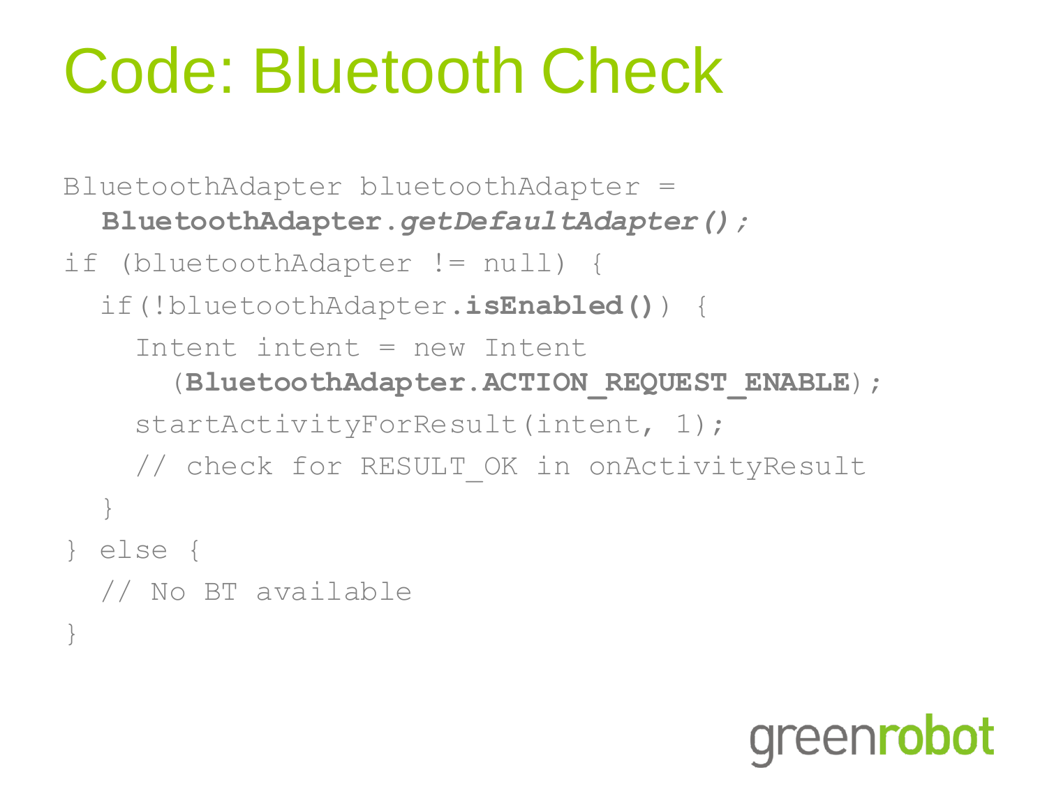# Code: Bluetooth Check

```
BluetoothAdapter bluetoothAdapter =
  BluetoothAdapter.getDefaultAdapter();
if (bluetoothAdapter != null) {
  if(!bluetoothAdapter.isEnabled()) {
    Intent intent = new Intent
      (BluetoothAdapter.ACTION_REQUEST_ENABLE);
    startActivityForResult(intent, 1);
    // check for RESULT_OK in onActivityResult
  }
} else {
  // No BT available
}
```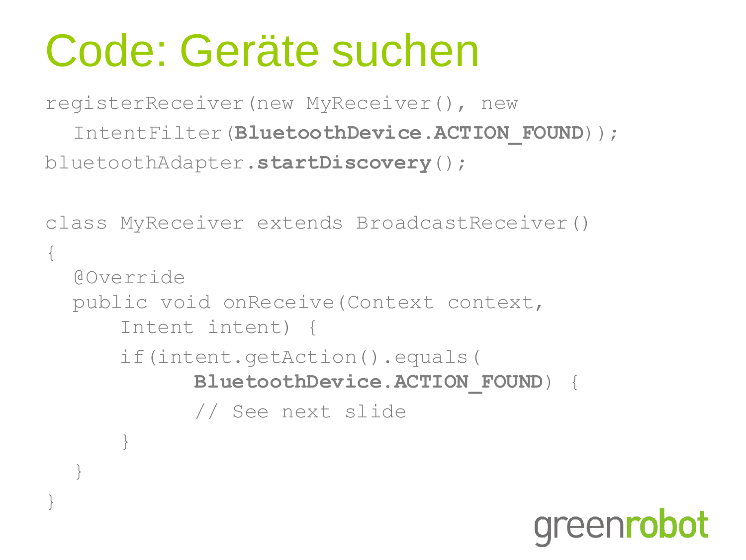# Code: Geräte suchen

```
registerReceiver(new MyReceiver(), new
  IntentFilter(BluetoothDevice.ACTION_FOUND));
bluetoothAdapter.startDiscovery();

class MyReceiver extends BroadcastReceiver()
{
  @Override
  public void onReceive(Context context,
      Intent intent) {
      if(intent.getAction().equals(
            BluetoothDevice.ACTION_FOUND) {
            // See next slide
      }
  }
}
```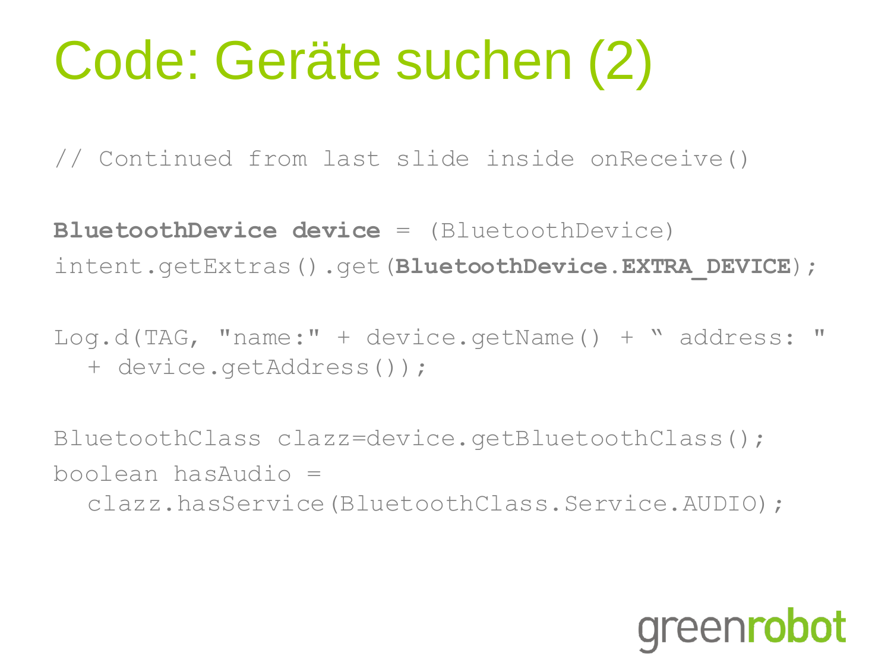# Code: Geräte suchen (2)

```
// Continued from last slide inside onReceive()

BluetoothDevice device = (BluetoothDevice)
intent.getExtras().get(BluetoothDevice.EXTRA_DEVICE);

Log.d(TAG, "name:" + device.getName() + " address: "
  + device.getAddress());

BluetoothClass clazz=device.getBluetoothClass();
boolean hasAudio =
  clazz.hasService(BluetoothClass.Service.AUDIO);
```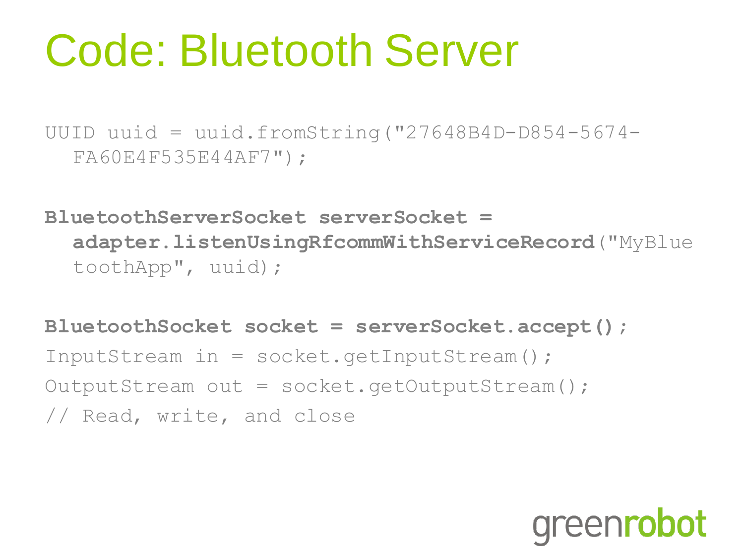# Code: Bluetooth Server

```
UUID uuid = uuid.fromString("27648B4D-D854-5674-
  FA60E4F535E44AF7");

BluetoothServerSocket serverSocket =
  adapter.listenUsingRfcommWithServiceRecord("MyBlue
  toothApp", uuid);

BluetoothSocket socket = serverSocket.accept();
InputStream in = socket.getInputStream();
OutputStream out = socket.getOutputStream();
// Read, write, and close
```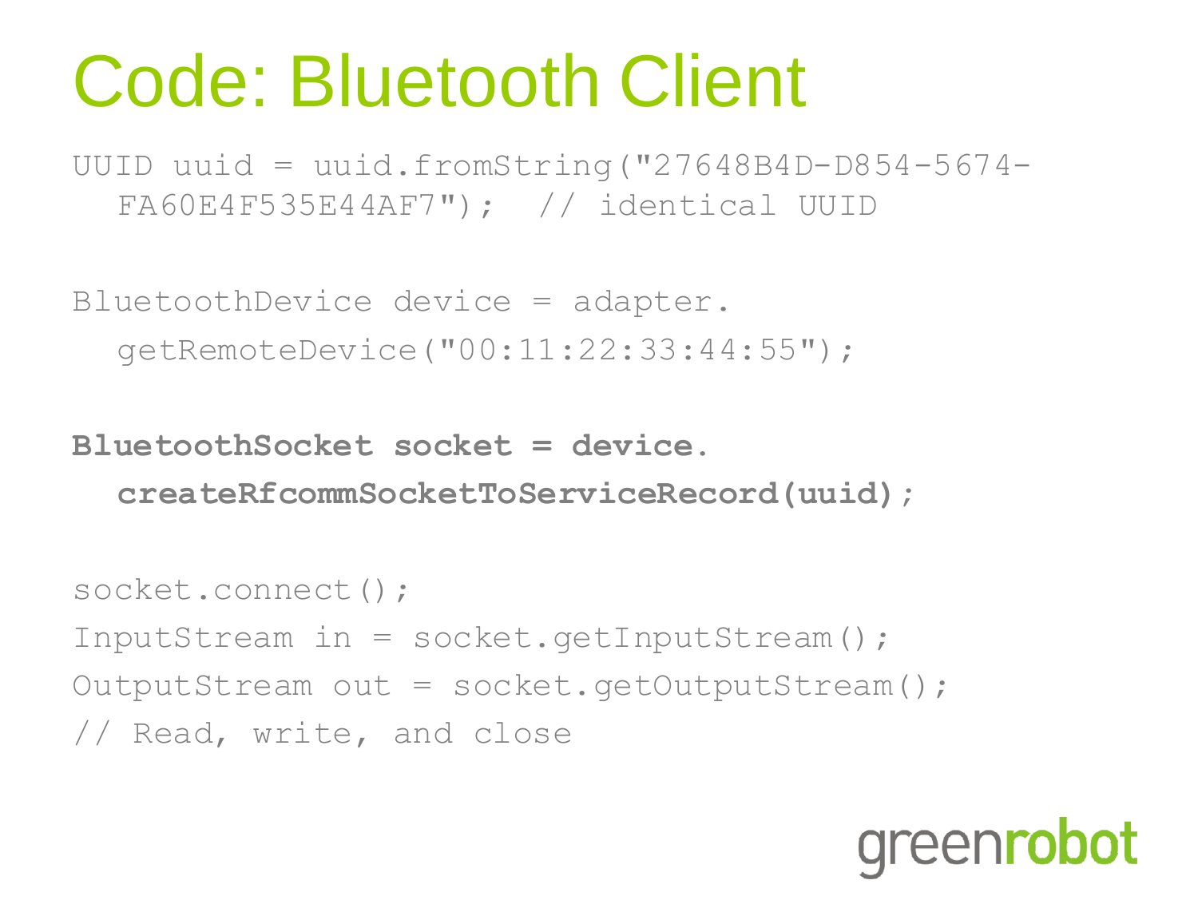# Code: Bluetooth Client

```
UUID uuid = uuid.fromString("27648B4D-D854-5674-
  FA60E4F535E44AF7");  // identical UUID

BluetoothDevice device = adapter.
  getRemoteDevice("00:11:22:33:44:55");

BluetoothSocket socket = device.
  createRfcommSocketToServiceRecord(uuid);

socket.connect();
InputStream in = socket.getInputStream();
OutputStream out = socket.getOutputStream();
// Read, write, and close
```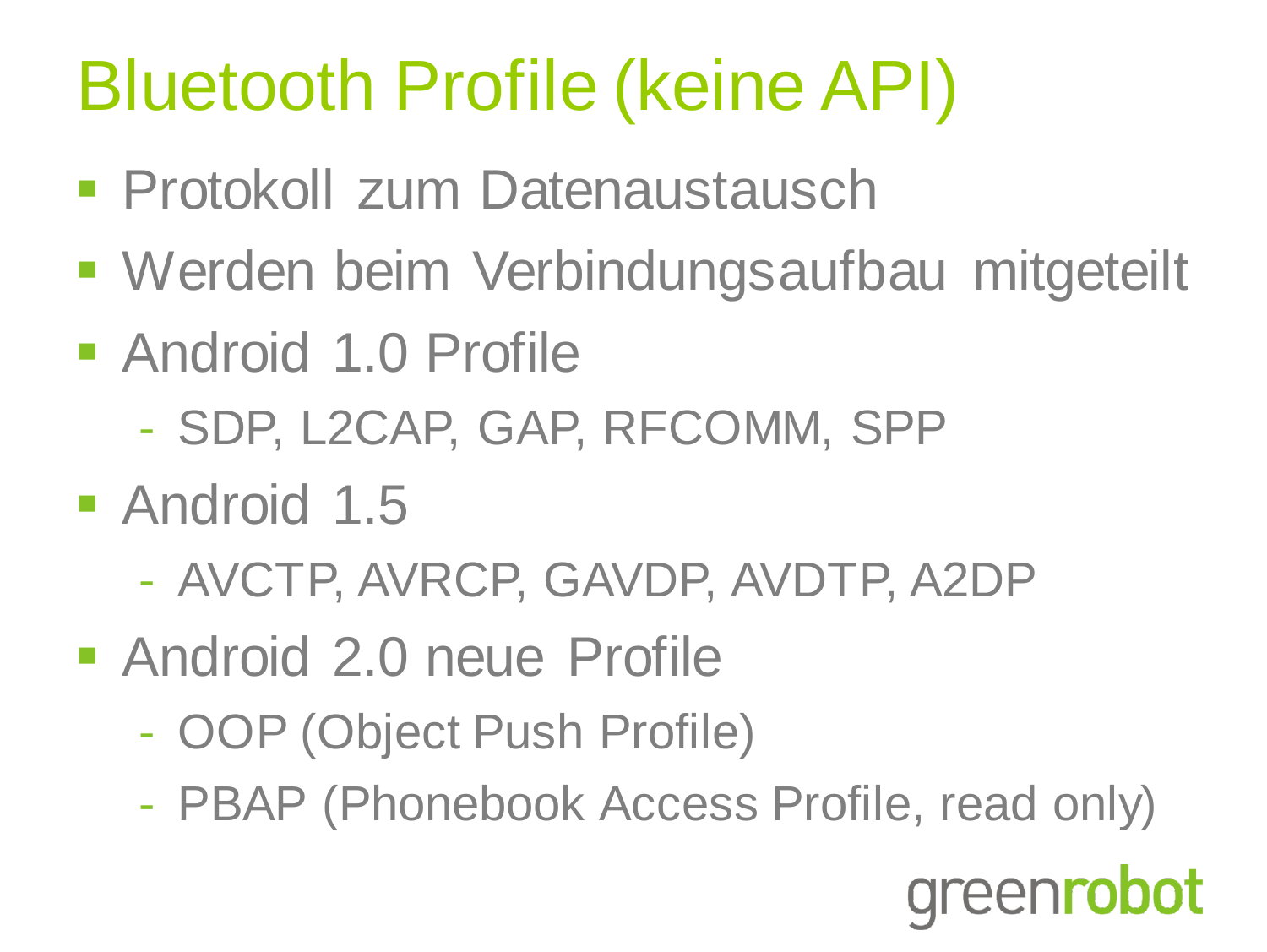# Bluetooth Profile (keine API)

- Protokoll zum Datenaustausch
- Werden beim Verbindungsaufbau mitgeteilt
- Android 1.0 Profile
  - SDP, L2CAP, GAP, RFCOMM, SPP
- Android 1.5
  - AVCTP, AVRCP, GAVDP, AVDTP, A2DP
- Android 2.0 neue Profile
  - OOP (Object Push Profile)
  - PBAP (Phonebook Access Profile, read only)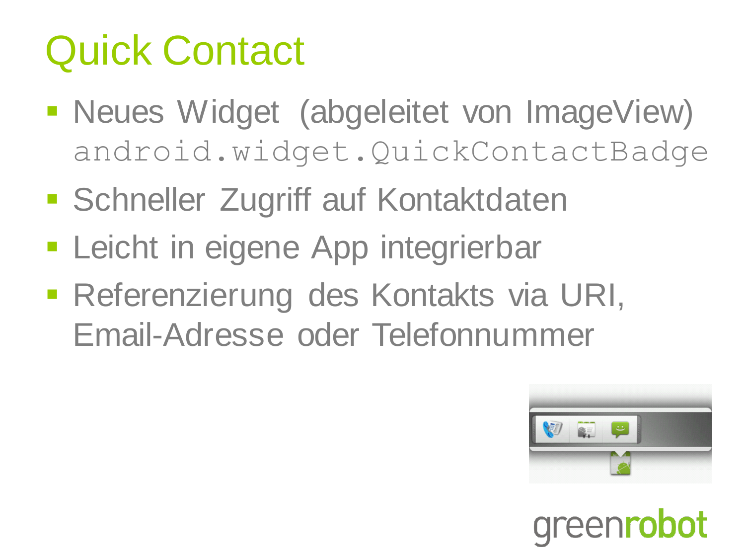# Quick Contact

- Neues Widget (abgeleitet von ImageView) `android.widget.QuickContactBadge`
- Schneller Zugriff auf Kontaktdaten
- Leicht in eigene App integrierbar
- Referenzierung des Kontakts via URI, Email-Adresse oder Telefonnummer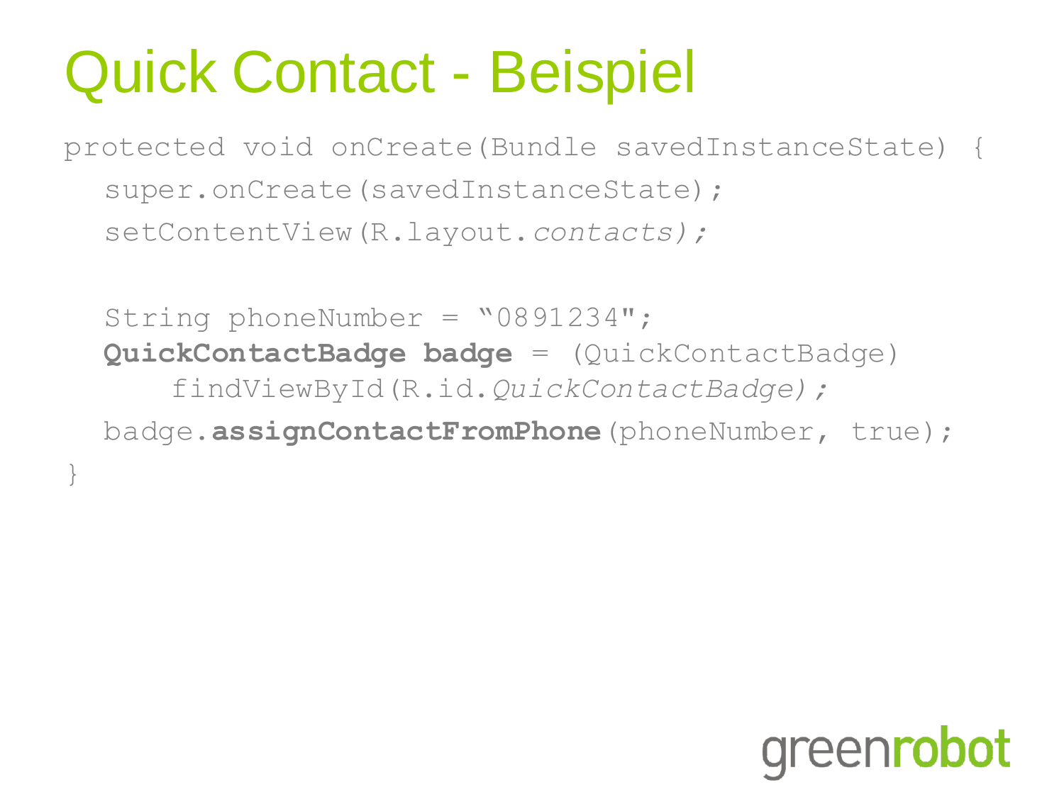# Quick Contact - Beispiel

```
protected void onCreate(Bundle savedInstanceState) {
  super.onCreate(savedInstanceState);
  setContentView(R.layout.contacts);

  String phoneNumber = "0891234";
  QuickContactBadge badge = (QuickContactBadge)
      findViewById(R.id.QuickContactBadge);
  badge.assignContactFromPhone(phoneNumber, true);
}
```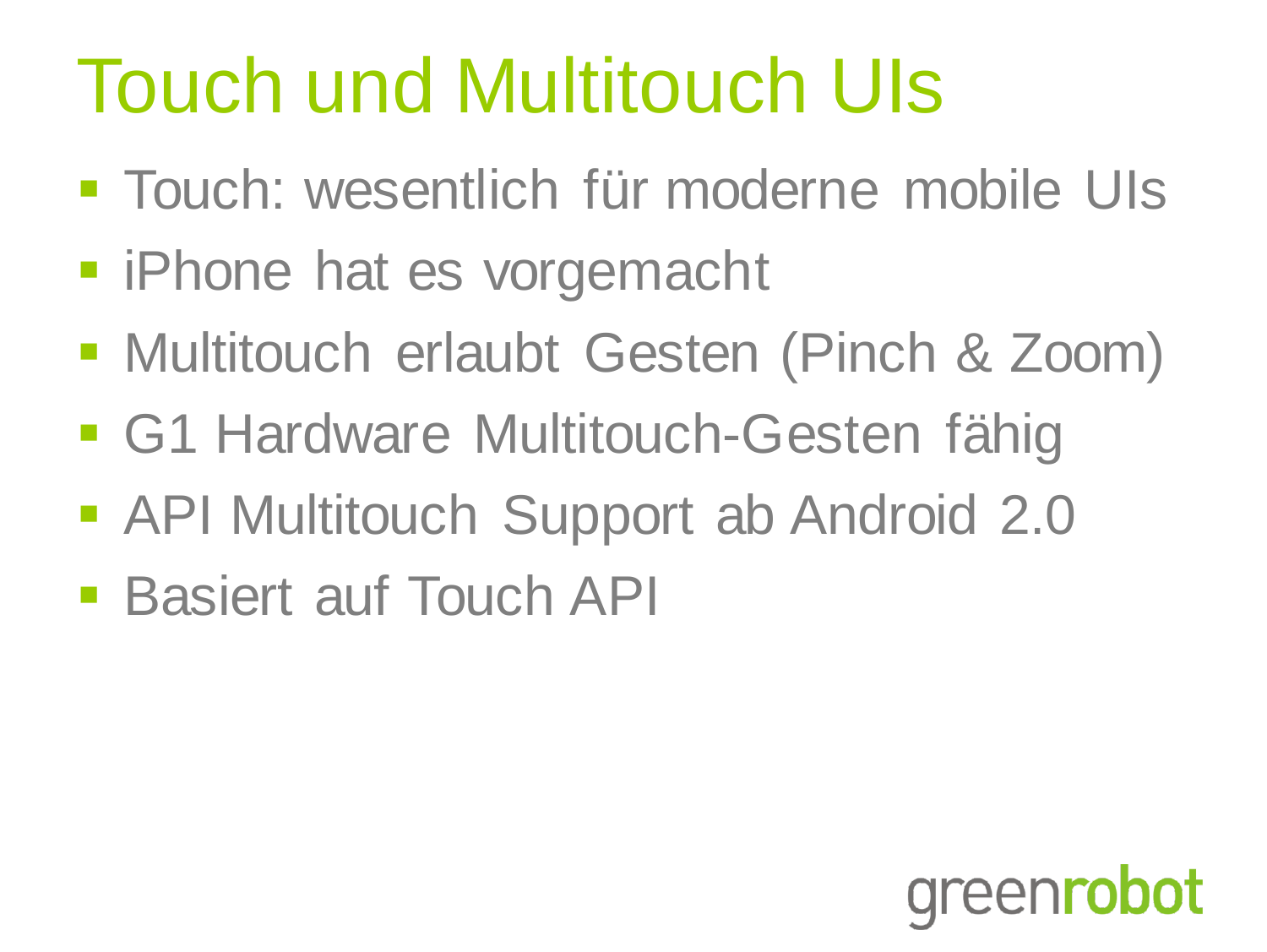# Touch und Multitouch UIs

- Touch: wesentlich für moderne mobile UIs
- iPhone hat es vorgemacht
- Multitouch erlaubt Gesten (Pinch & Zoom)
- G1 Hardware Multitouch-Gesten fähig
- API Multitouch Support ab Android 2.0
- Basiert auf Touch API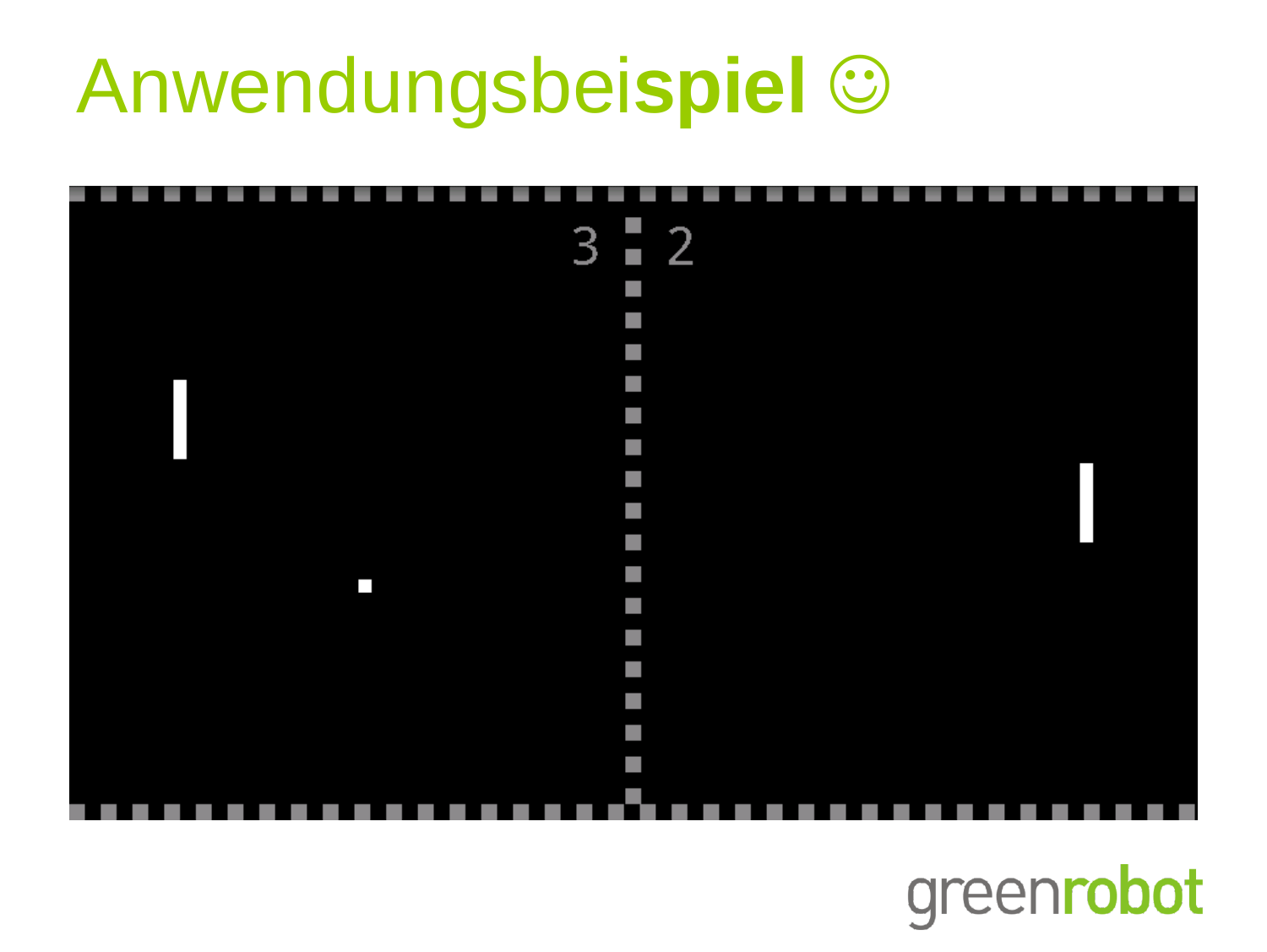# Anwendungsbeispiel ☺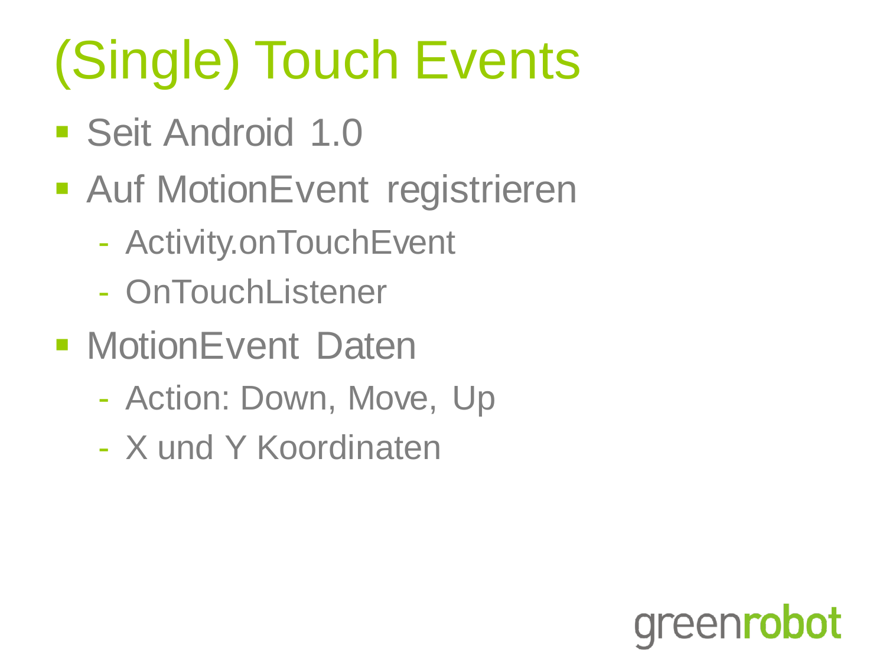# (Single) Touch Events

- Seit Android 1.0
- Auf MotionEvent registrieren
  - Activity.onTouchEvent
  - OnTouchListener
- MotionEvent Daten
  - Action: Down, Move, Up
  - X und Y Koordinaten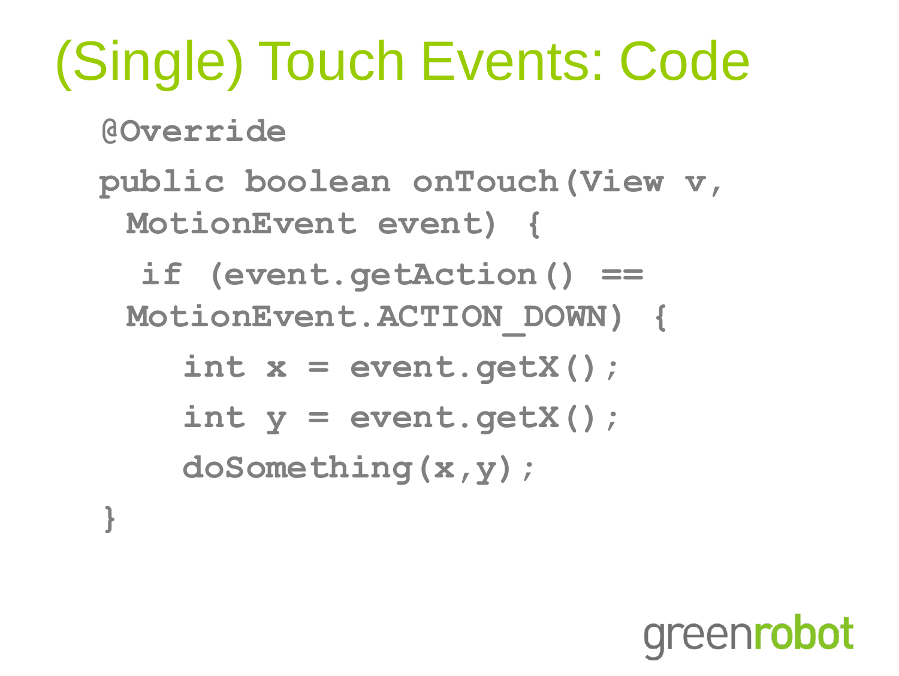# (Single) Touch Events: Code

```
@Override
public boolean onTouch(View v,
  MotionEvent event) {
   if (event.getAction() ==
  MotionEvent.ACTION_DOWN) {
      int x = event.getX();
      int y = event.getX();
      doSomething(x,y);
}
```

greenrobot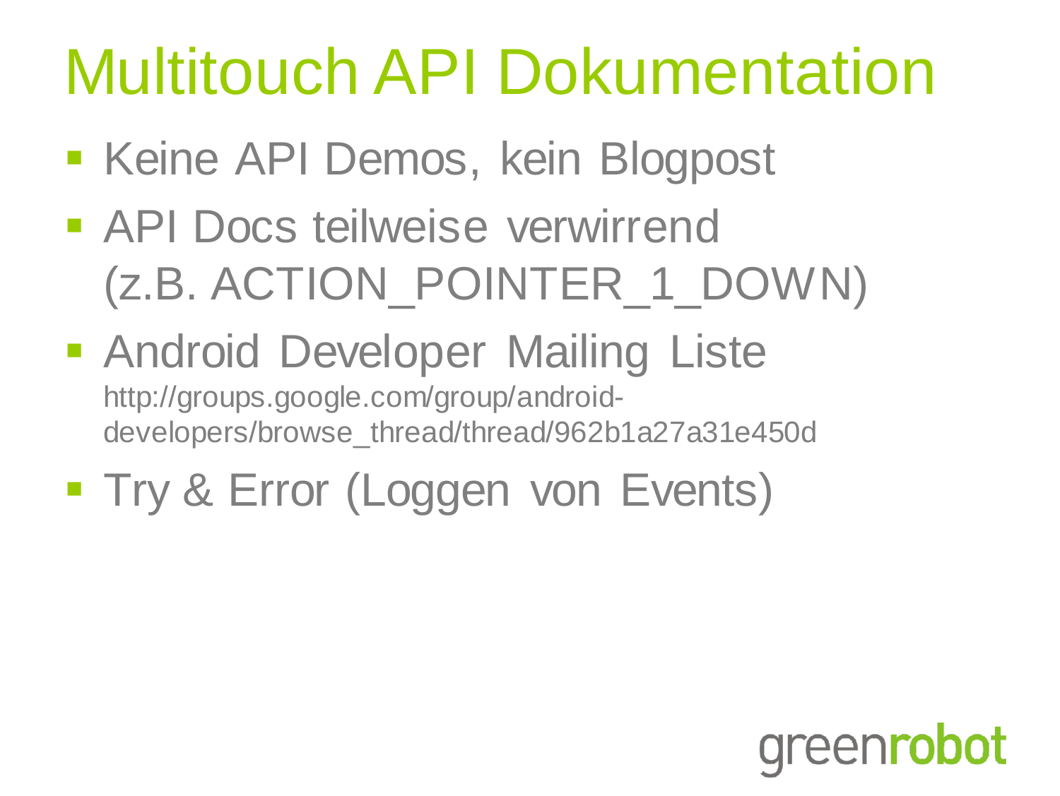# Multitouch API Dokumentation

- Keine API Demos, kein Blogpost
- API Docs teilweise verwirrend (z.B. ACTION_POINTER_1_DOWN)
- Android Developer Mailing Liste
  http://groups.google.com/group/android-developers/browse_thread/thread/962b1a27a31e450d
- Try & Error (Loggen von Events)

greenrobot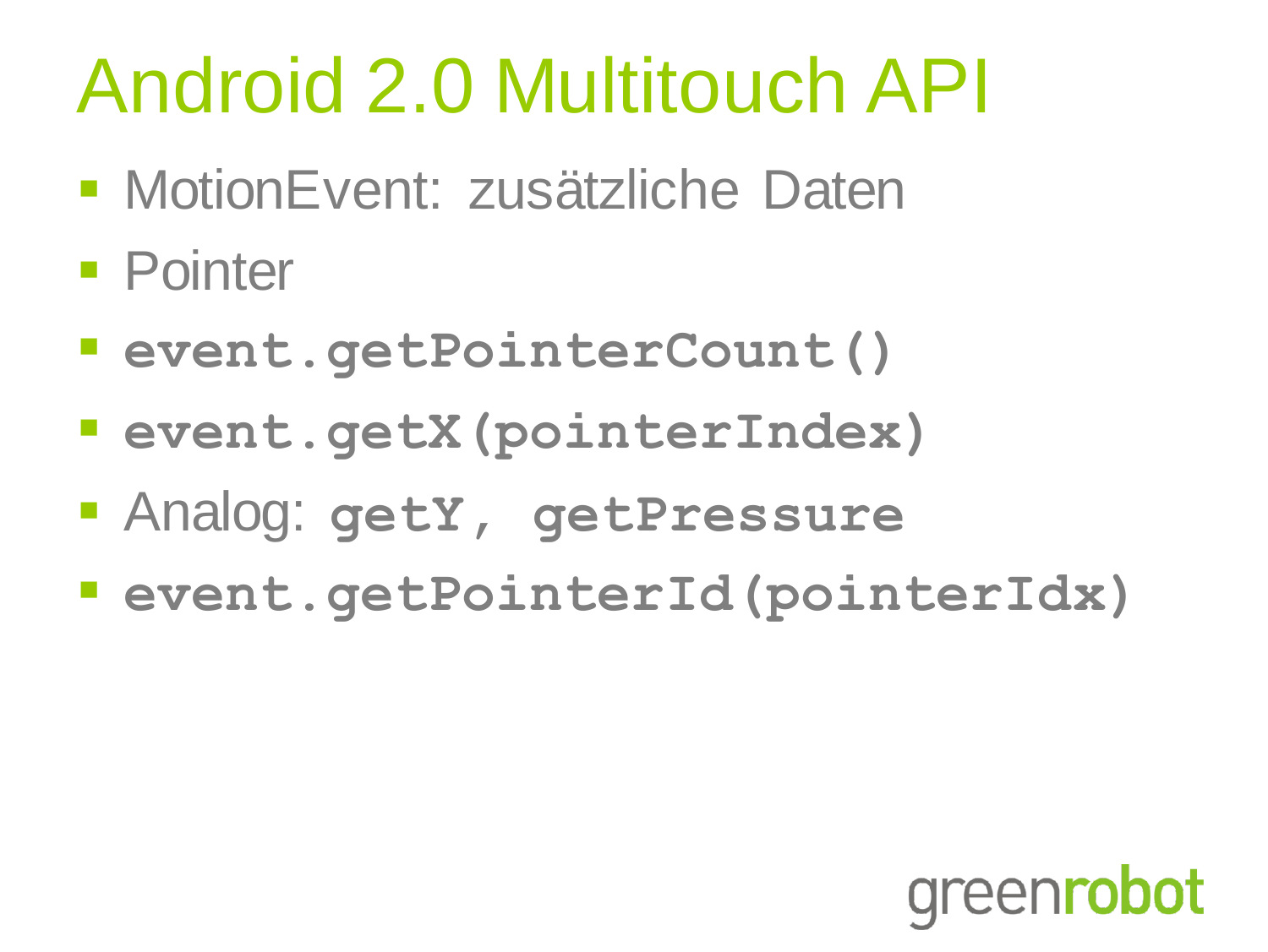# Android 2.0 Multitouch API

- MotionEvent: zusätzliche Daten
- Pointer
- **`event.getPointerCount()`**
- **`event.getX(pointerIndex)`**
- Analog: **`getY, getPressure`**
- **`event.getPointerId(pointerIdx)`**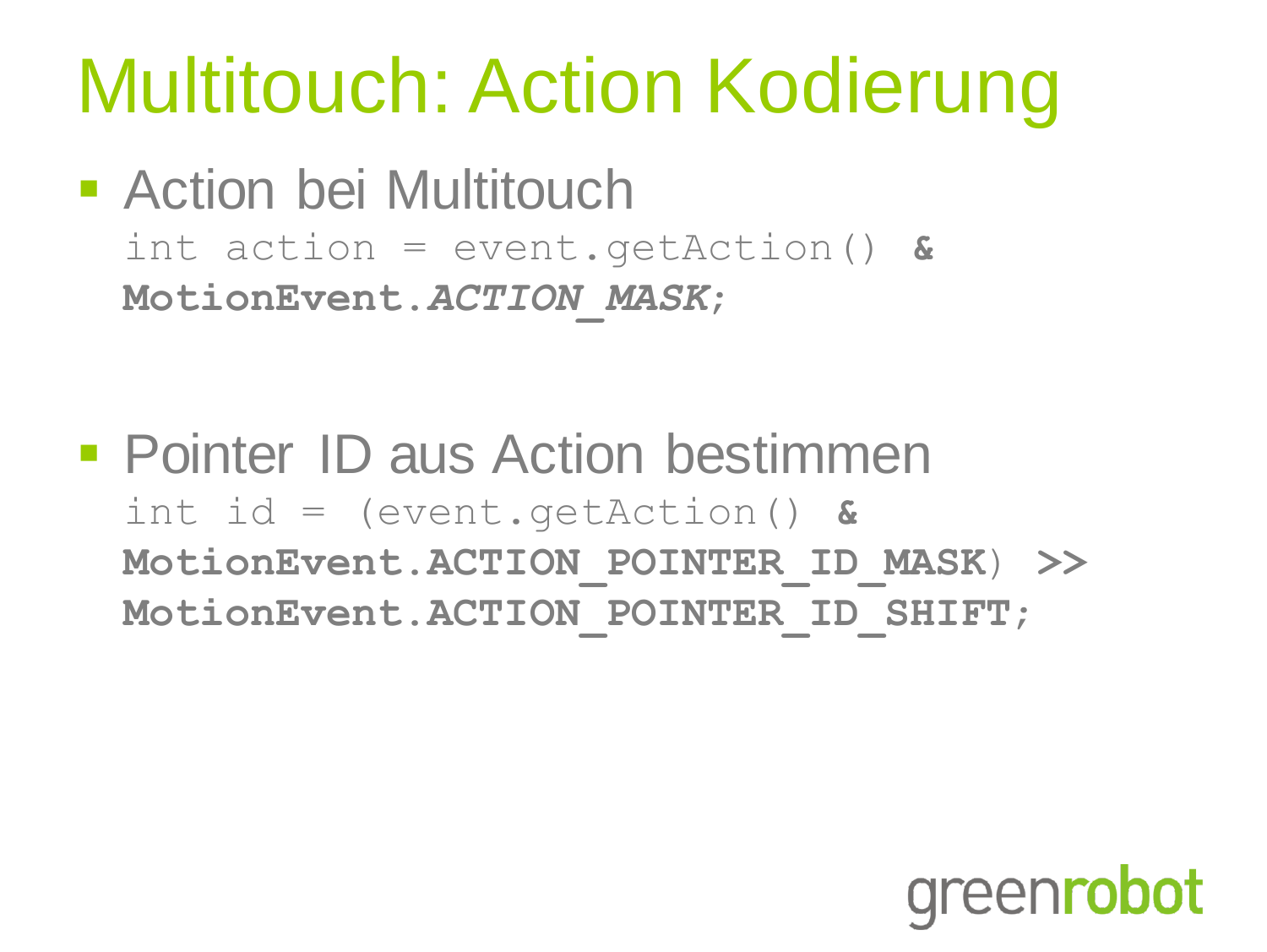# Multitouch: Action Kodierung

- Action bei Multitouch

```
int action = event.getAction() &
MotionEvent.ACTION_MASK;
```

- Pointer ID aus Action bestimmen

```
int id = (event.getAction() &
MotionEvent.ACTION_POINTER_ID_MASK) >>
MotionEvent.ACTION_POINTER_ID_SHIFT;
```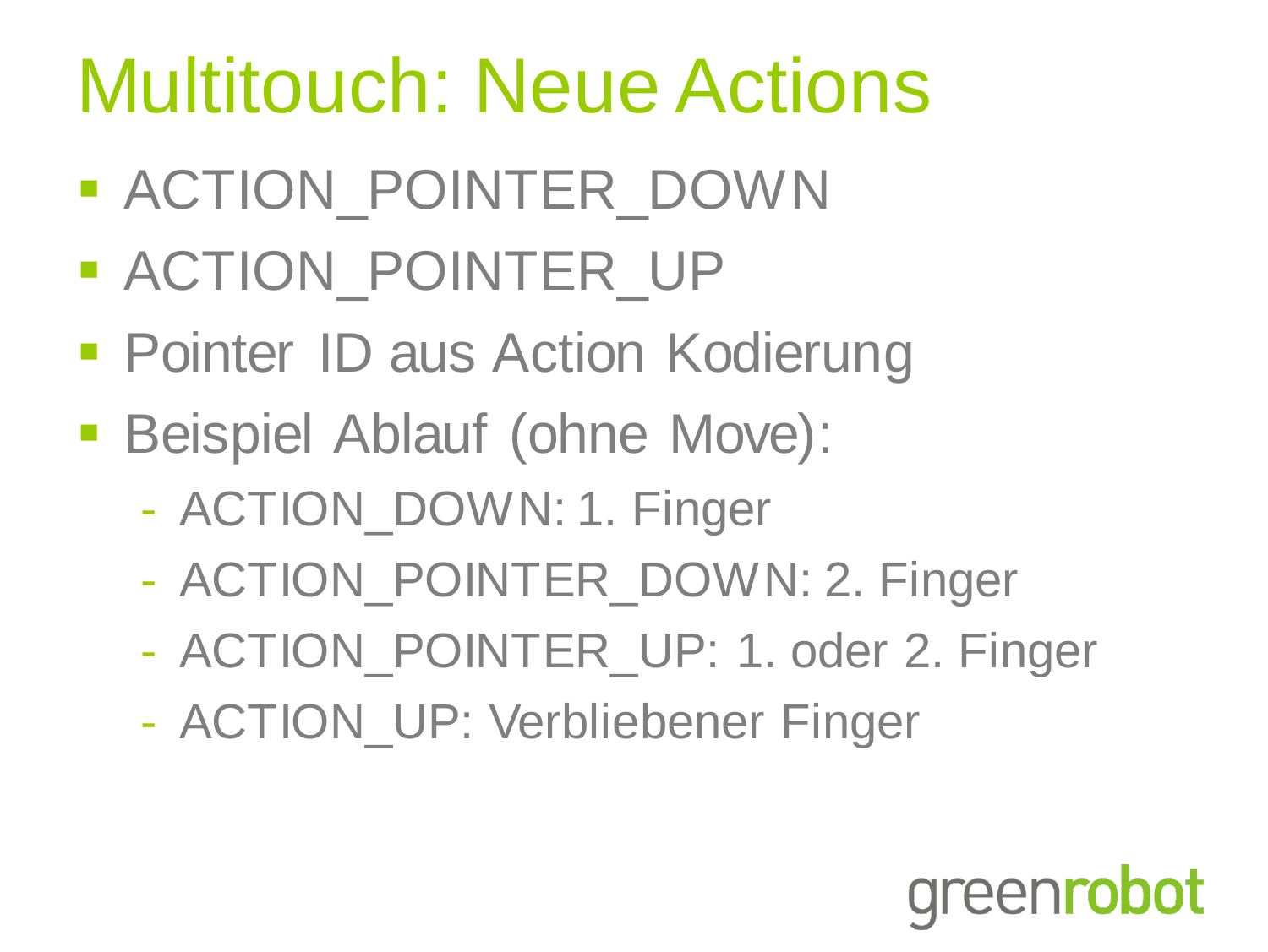# Multitouch: Neue Actions

- ACTION_POINTER_DOWN
- ACTION_POINTER_UP
- Pointer ID aus Action Kodierung
- Beispiel Ablauf (ohne Move):
  - ACTION_DOWN: 1. Finger
  - ACTION_POINTER_DOWN: 2. Finger
  - ACTION_POINTER_UP: 1. oder 2. Finger
  - ACTION_UP: Verbliebener Finger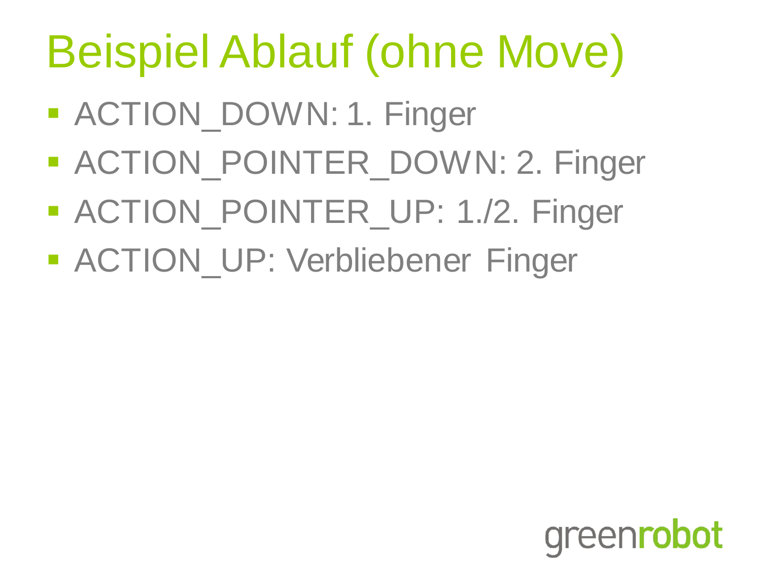# Beispiel Ablauf (ohne Move)

- ACTION_DOWN: 1. Finger
- ACTION_POINTER_DOWN: 2. Finger
- ACTION_POINTER_UP: 1./2. Finger
- ACTION_UP: Verbliebener Finger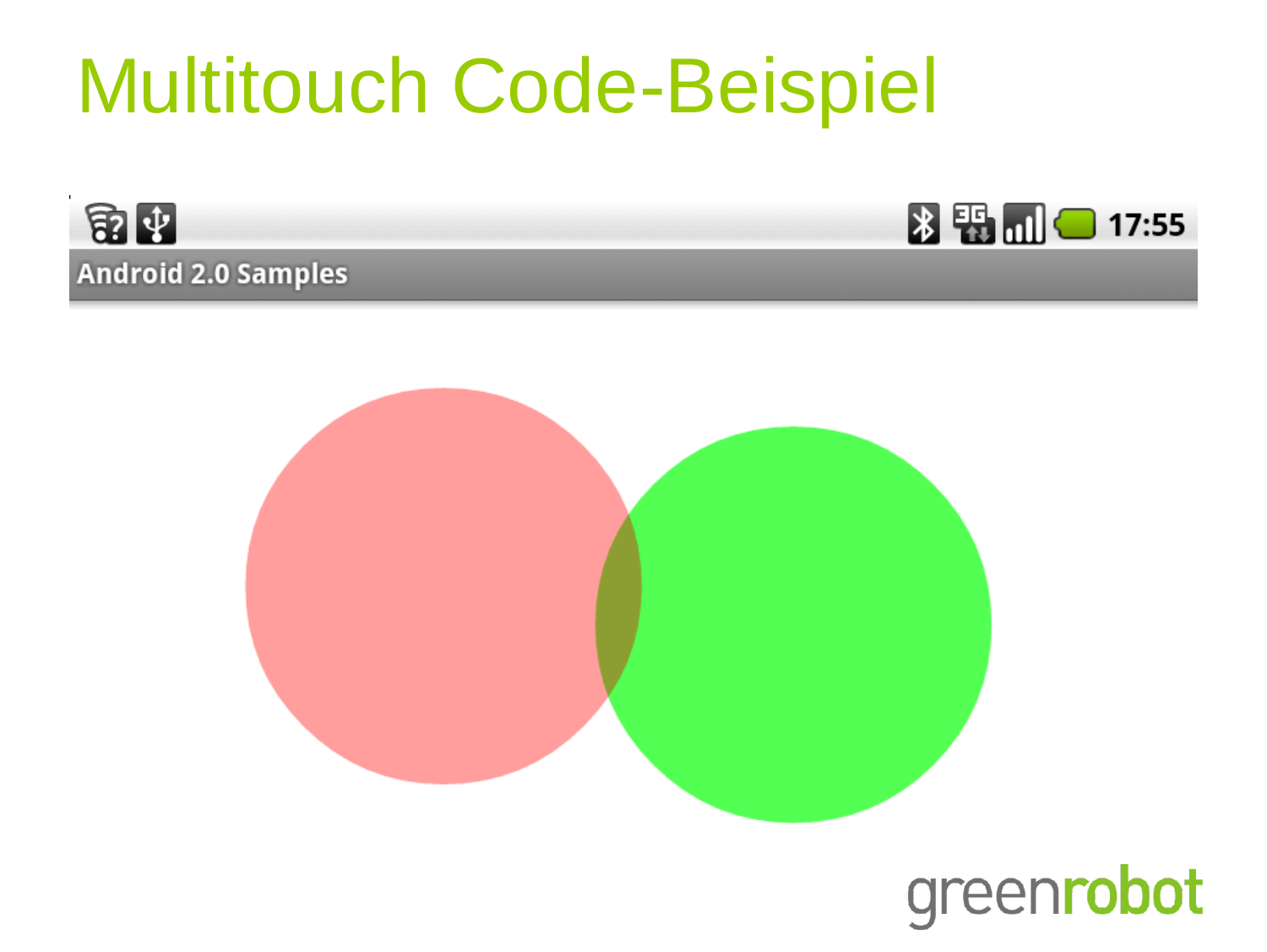# Multitouch Code-Beispiel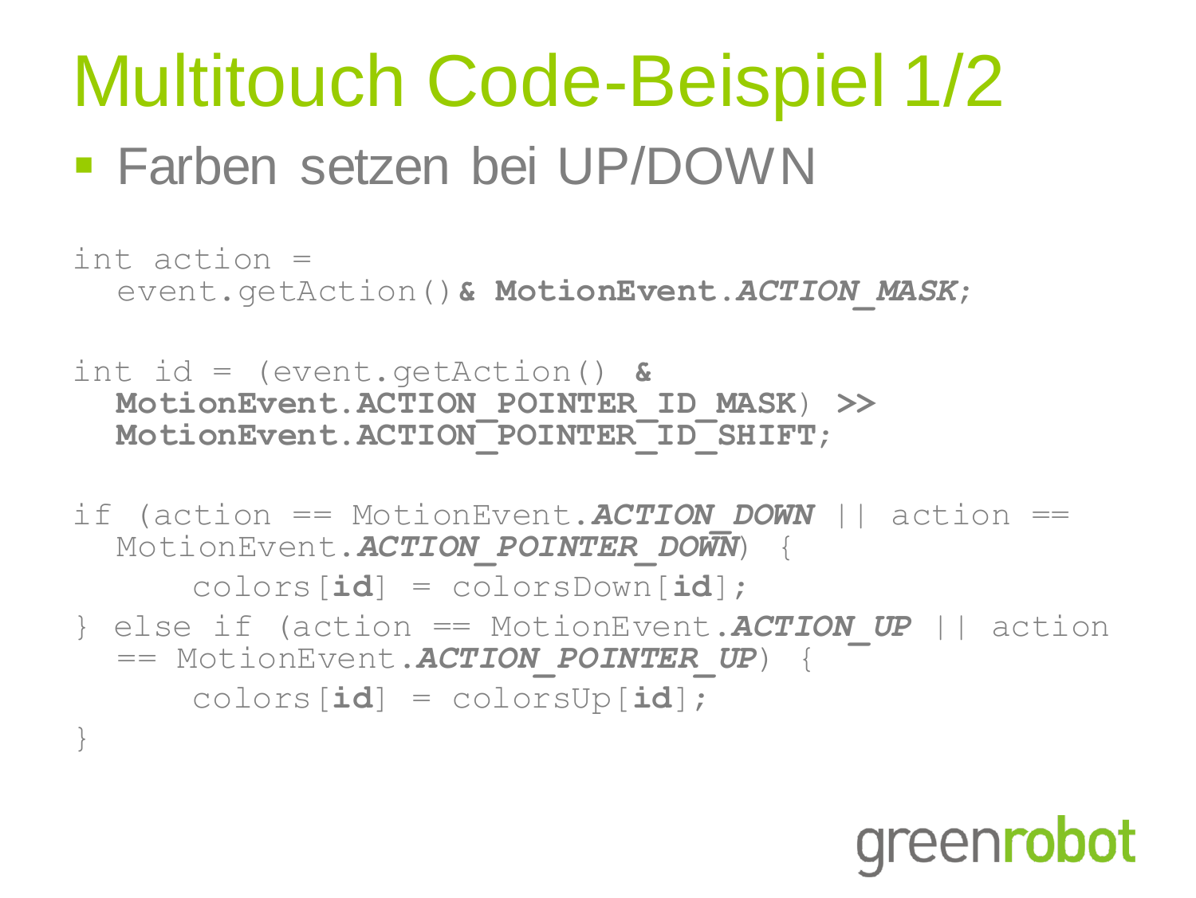# Multitouch Code-Beispiel 1/2

- Farben setzen bei UP/DOWN

```
int action =
  event.getAction() & MotionEvent.ACTION_MASK;

int id = (event.getAction() &
  MotionEvent.ACTION_POINTER_ID_MASK) >>
  MotionEvent.ACTION_POINTER_ID_SHIFT;

if (action == MotionEvent.ACTION_DOWN || action ==
  MotionEvent.ACTION_POINTER_DOWN) {
      colors[id] = colorsDown[id];
} else if (action == MotionEvent.ACTION_UP || action
  == MotionEvent.ACTION_POINTER_UP) {
      colors[id] = colorsUp[id];
}
```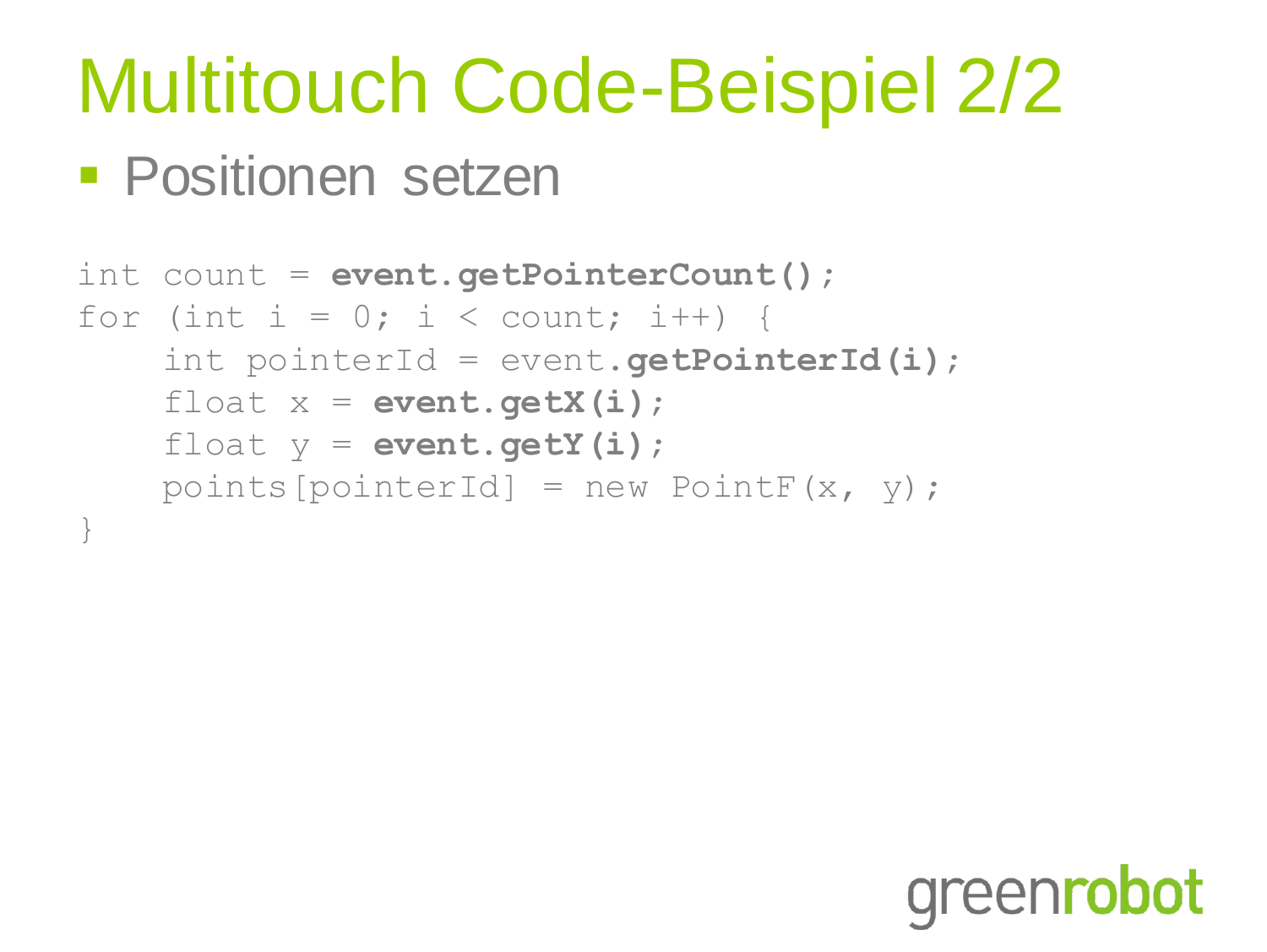# Multitouch Code-Beispiel 2/2

- Positionen setzen

```
int count = event.getPointerCount();
for (int i = 0; i < count; i++) {
    int pointerId = event.getPointerId(i);
    float x = event.getX(i);
    float y = event.getY(i);
    points[pointerId] = new PointF(x, y);
}
```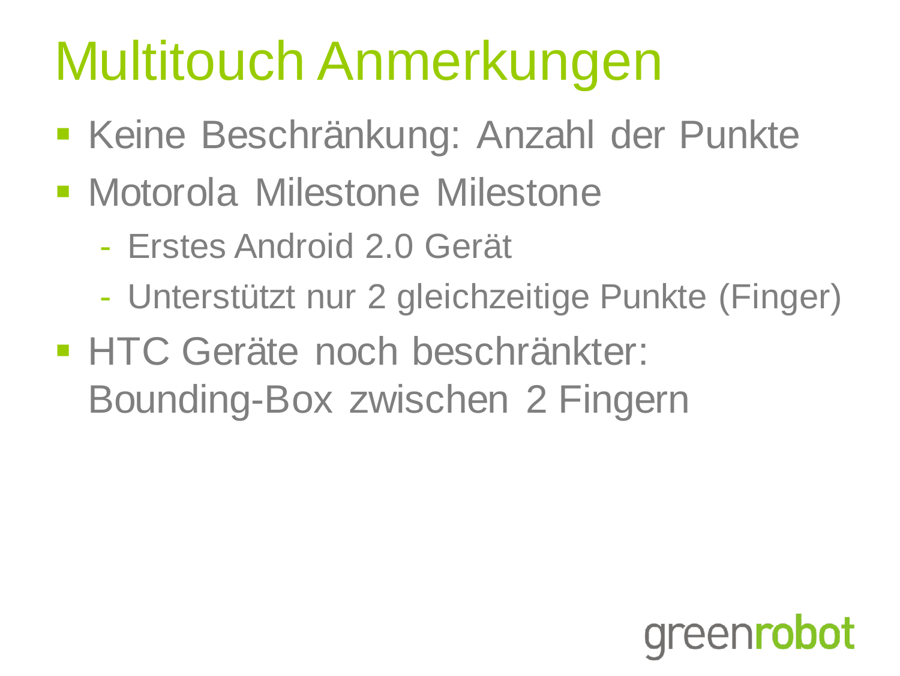# Multitouch Anmerkungen

- Keine Beschränkung: Anzahl der Punkte
- Motorola Milestone Milestone
  - Erstes Android 2.0 Gerät
  - Unterstützt nur 2 gleichzeitige Punkte (Finger)
- HTC Geräte noch beschränkter: Bounding-Box zwischen 2 Fingern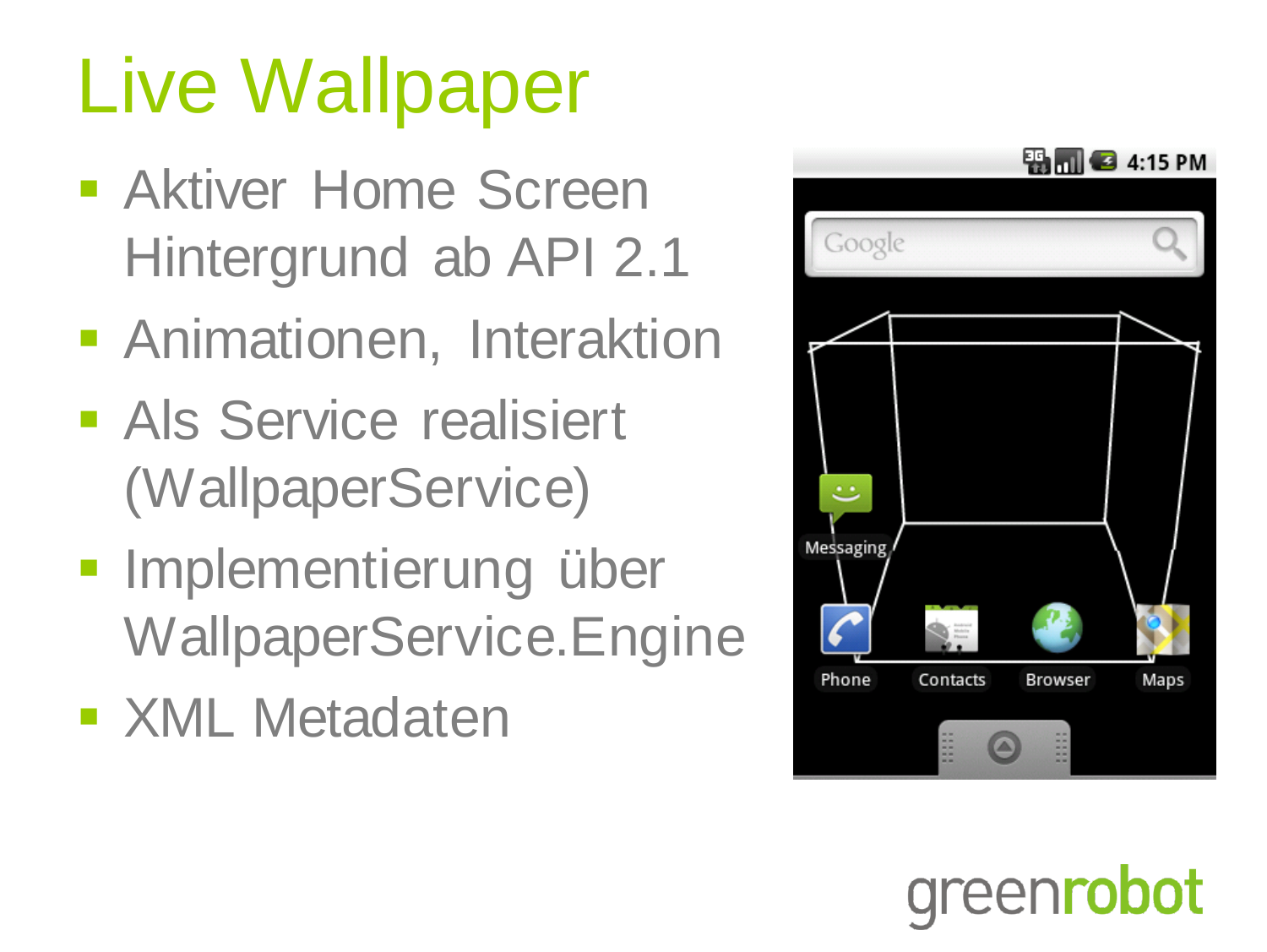# Live Wallpaper

- Aktiver Home Screen Hintergrund ab API 2.1
- Animationen, Interaktion
- Als Service realisiert (WallpaperService)
- Implementierung über WallpaperService.Engine
- XML Metadaten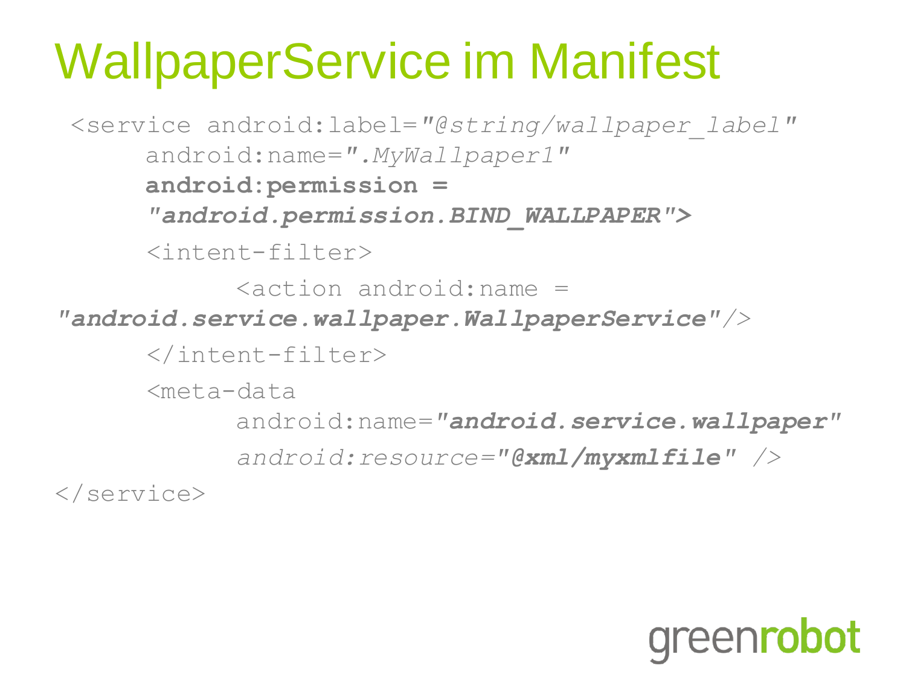# WallpaperService im Manifest

```
<service android:label="@string/wallpaper_label"
     android:name=".MyWallpaper1"
     android:permission =
     "android.permission.BIND_WALLPAPER">
     <intent-filter>
           <action android:name =
"android.service.wallpaper.WallpaperService"/>
     </intent-filter>
     <meta-data
           android:name="android.service.wallpaper"
           android:resource="@xml/myxmlfile" />
</service>
```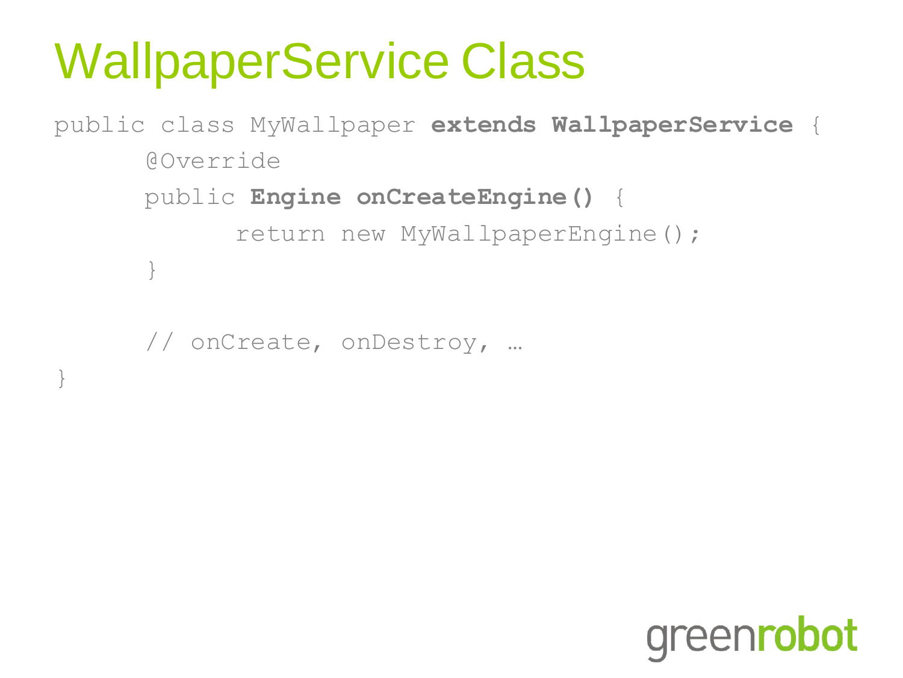# WallpaperService Class

```
public class MyWallpaper extends WallpaperService {
      @Override
      public Engine onCreateEngine() {
            return new MyWallpaperEngine();
      }

      // onCreate, onDestroy, …
}
```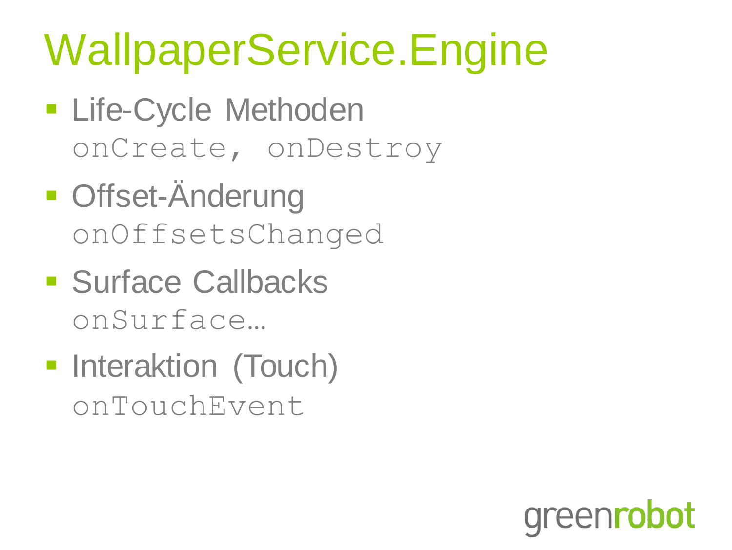# WallpaperService.Engine

- Life-Cycle Methoden
  `onCreate, onDestroy`
- Offset-Änderung
  `onOffsetsChanged`
- Surface Callbacks
  `onSurface…`
- Interaktion (Touch)
  `onTouchEvent`

greenrobot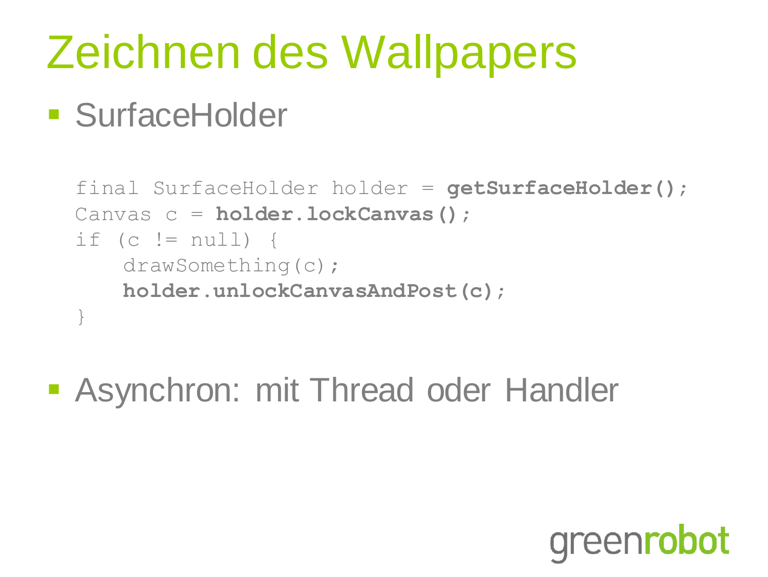# Zeichnen des Wallpapers

- SurfaceHolder

```
final SurfaceHolder holder = getSurfaceHolder();
Canvas c = holder.lockCanvas();
if (c != null) {
    drawSomething(c);
    holder.unlockCanvasAndPost(c);
}
```

- Asynchron: mit Thread oder Handler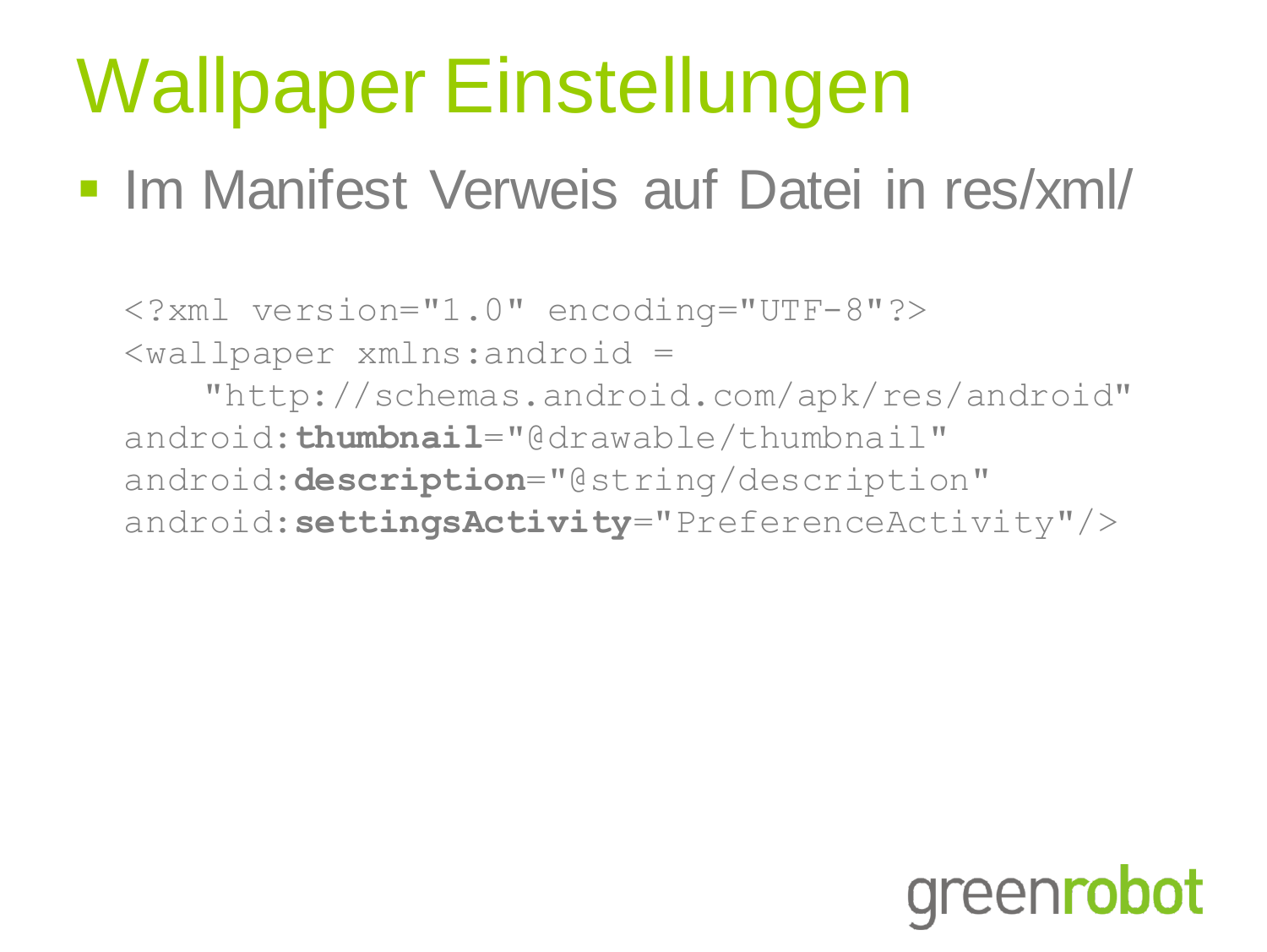# Wallpaper Einstellungen

- Im Manifest Verweis auf Datei in res/xml/

```
<?xml version="1.0" encoding="UTF-8"?>
<wallpaper xmlns:android =
    "http://schemas.android.com/apk/res/android"
android:thumbnail="@drawable/thumbnail"
android:description="@string/description"
android:settingsActivity="PreferenceActivity"/>
```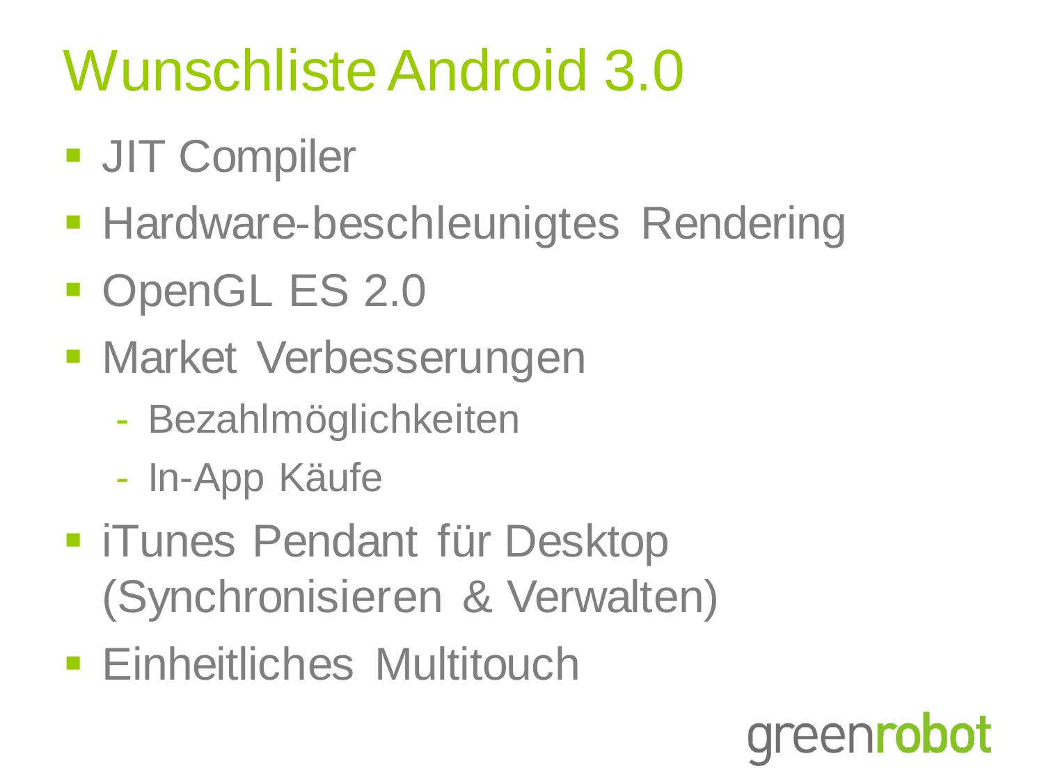# Wunschliste Android 3.0

- JIT Compiler
- Hardware-beschleunigtes Rendering
- OpenGL ES 2.0
- Market Verbesserungen
  - Bezahlmöglichkeiten
  - In-App Käufe
- iTunes Pendant für Desktop (Synchronisieren & Verwalten)
- Einheitliches Multitouch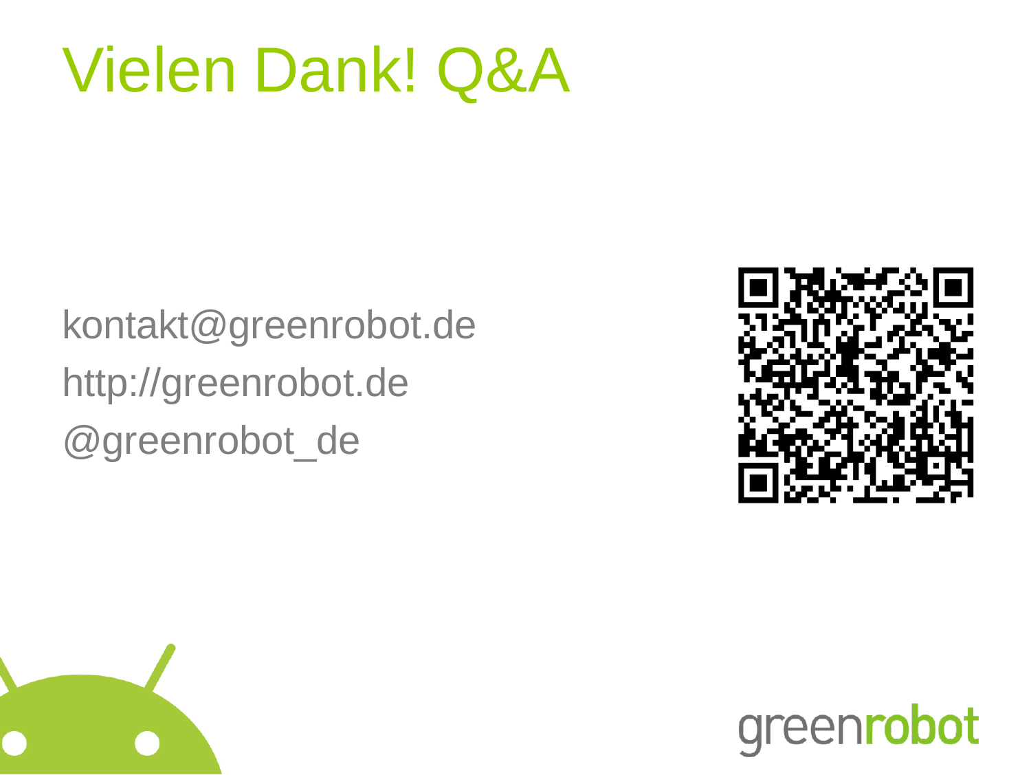# Vielen Dank! Q&A

kontakt@greenrobot.de

http://greenrobot.de

@greenrobot_de

greenrobot